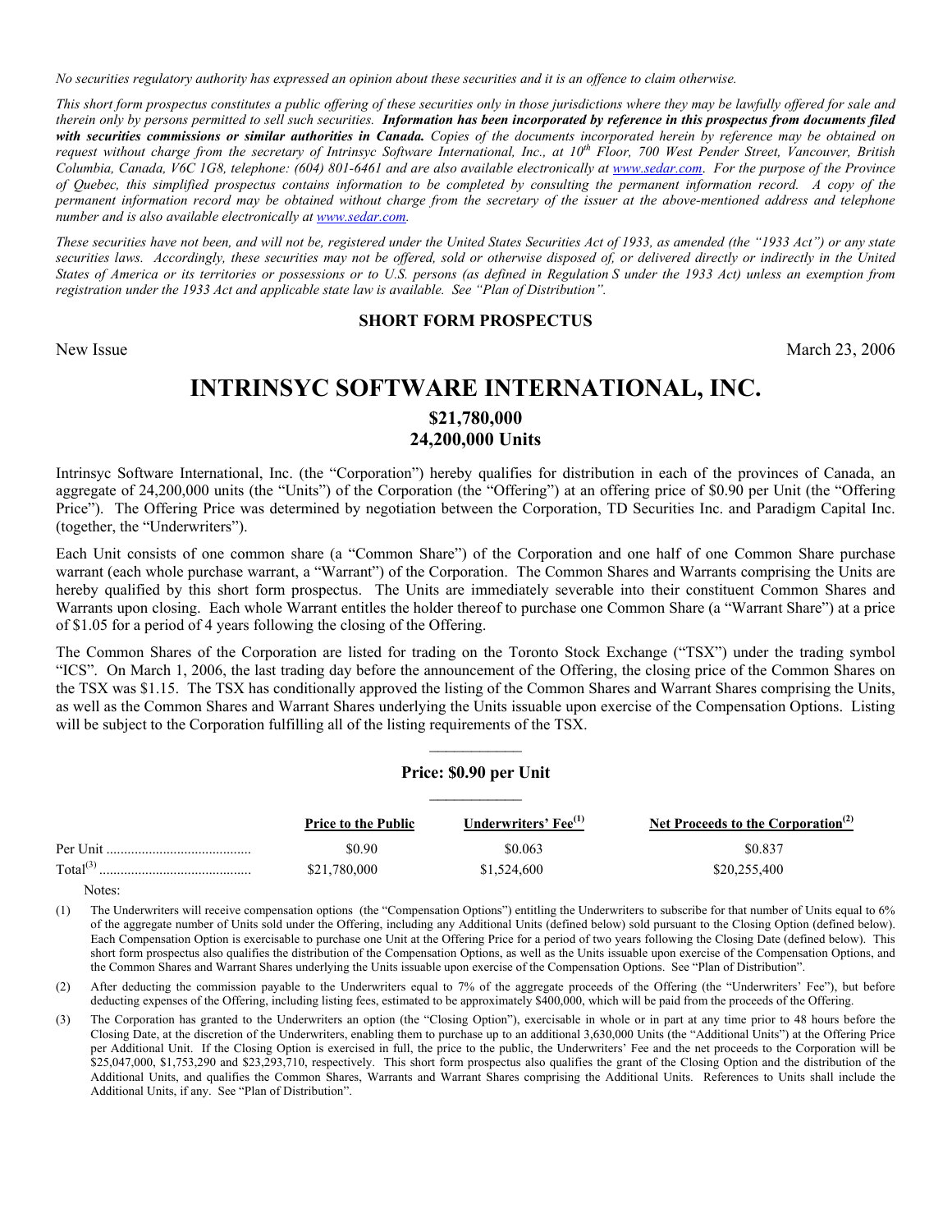*No securities regulatory authority has expressed an opinion about these securities and it is an offence to claim otherwise.*

*This short form prospectus constitutes a public offering of these securities only in those jurisdictions where they may be lawfully offered for sale and therein only by persons permitted to sell such securities.* ***Information has been incorporated by reference in this prospectus from documents filed with securities commissions or similar authorities in Canada.*** *Copies of the documents incorporated herein by reference may be obtained on request without charge from the secretary of Intrinsyc Software International, Inc., at 10th Floor, 700 West Pender Street, Vancouver, British Columbia, Canada, V6C 1G8, telephone: (604) 801-6461 and are also available electronically at www.sedar.com. For the purpose of the Province of Quebec, this simplified prospectus contains information to be completed by consulting the permanent information record. A copy of the permanent information record may be obtained without charge from the secretary of the issuer at the above-mentioned address and telephone number and is also available electronically at www.sedar.com.*

*These securities have not been, and will not be, registered under the United States Securities Act of 1933, as amended (the "1933 Act") or any state securities laws. Accordingly, these securities may not be offered, sold or otherwise disposed of, or delivered directly or indirectly in the United States of America or its territories or possessions or to U.S. persons (as defined in Regulation S under the 1933 Act) unless an exemption from registration under the 1933 Act and applicable state law is available. See "Plan of Distribution".*

**SHORT FORM PROSPECTUS**

New Issue — March 23, 2006

# INTRINSYC SOFTWARE INTERNATIONAL, INC.

## $21,780,000
## 24,200,000 Units

Intrinsyc Software International, Inc. (the "Corporation") hereby qualifies for distribution in each of the provinces of Canada, an aggregate of 24,200,000 units (the "Units") of the Corporation (the "Offering") at an offering price of $0.90 per Unit (the "Offering Price"). The Offering Price was determined by negotiation between the Corporation, TD Securities Inc. and Paradigm Capital Inc. (together, the "Underwriters").

Each Unit consists of one common share (a "Common Share") of the Corporation and one half of one Common Share purchase warrant (each whole purchase warrant, a "Warrant") of the Corporation. The Common Shares and Warrants comprising the Units are hereby qualified by this short form prospectus. The Units are immediately severable into their constituent Common Shares and Warrants upon closing. Each whole Warrant entitles the holder thereof to purchase one Common Share (a "Warrant Share") at a price of $1.05 for a period of 4 years following the closing of the Offering.

The Common Shares of the Corporation are listed for trading on the Toronto Stock Exchange ("TSX") under the trading symbol "ICS". On March 1, 2006, the last trading day before the announcement of the Offering, the closing price of the Common Shares on the TSX was $1.15. The TSX has conditionally approved the listing of the Common Shares and Warrant Shares comprising the Units, as well as the Common Shares and Warrant Shares underlying the Units issuable upon exercise of the Compensation Options. Listing will be subject to the Corporation fulfilling all of the listing requirements of the TSX.

**Price: $0.90 per Unit**

| | Price to the Public | Underwriters' Fee[(1)] | Net Proceeds to the Corporation[(2)] |
|---|---|---|---|
| Per Unit | $0.90 | $0.063 | $0.837 |
| Total[(3)] | $21,780,000 | $1,524,600 | $20,255,400 |

Notes:

(1) The Underwriters will receive compensation options (the "Compensation Options") entitling the Underwriters to subscribe for that number of Units equal to 6% of the aggregate number of Units sold under the Offering, including any Additional Units (defined below) sold pursuant to the Closing Option (defined below). Each Compensation Option is exercisable to purchase one Unit at the Offering Price for a period of two years following the Closing Date (defined below). This short form prospectus also qualifies the distribution of the Compensation Options, as well as the Units issuable upon exercise of the Compensation Options, and the Common Shares and Warrant Shares underlying the Units issuable upon exercise of the Compensation Options. See "Plan of Distribution".

(2) After deducting the commission payable to the Underwriters equal to 7% of the aggregate proceeds of the Offering (the "Underwriters' Fee"), but before deducting expenses of the Offering, including listing fees, estimated to be approximately $400,000, which will be paid from the proceeds of the Offering.

(3) The Corporation has granted to the Underwriters an option (the "Closing Option"), exercisable in whole or in part at any time prior to 48 hours before the Closing Date, at the discretion of the Underwriters, enabling them to purchase up to an additional 3,630,000 Units (the "Additional Units") at the Offering Price per Additional Unit. If the Closing Option is exercised in full, the price to the public, the Underwriters' Fee and the net proceeds to the Corporation will be $25,047,000, $1,753,290 and $23,293,710, respectively. This short form prospectus also qualifies the grant of the Closing Option and the distribution of the Additional Units, and qualifies the Common Shares, Warrants and Warrant Shares comprising the Additional Units. References to Units shall include the Additional Units, if any. See "Plan of Distribution".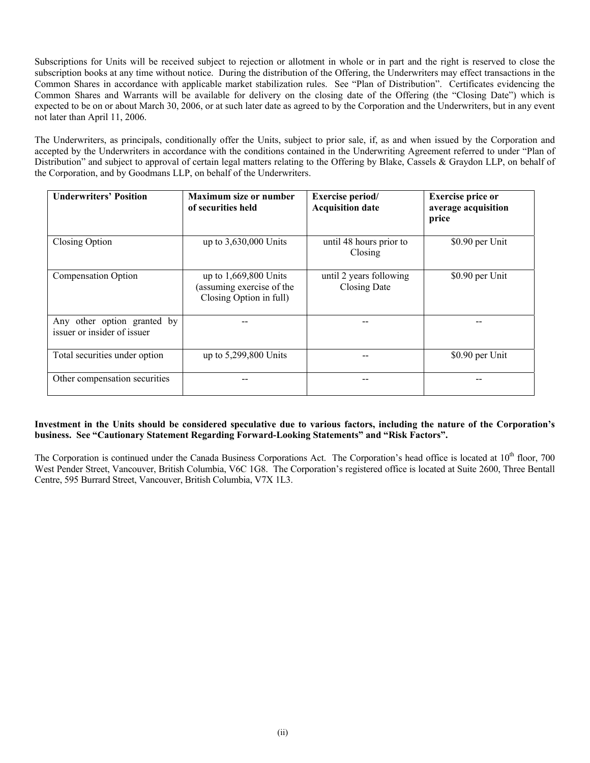Subscriptions for Units will be received subject to rejection or allotment in whole or in part and the right is reserved to close the subscription books at any time without notice. During the distribution of the Offering, the Underwriters may effect transactions in the Common Shares in accordance with applicable market stabilization rules. See "Plan of Distribution". Certificates evidencing the Common Shares and Warrants will be available for delivery on the closing date of the Offering (the "Closing Date") which is expected to be on or about March 30, 2006, or at such later date as agreed to by the Corporation and the Underwriters, but in any event not later than April 11, 2006.

The Underwriters, as principals, conditionally offer the Units, subject to prior sale, if, as and when issued by the Corporation and accepted by the Underwriters in accordance with the conditions contained in the Underwriting Agreement referred to under "Plan of Distribution" and subject to approval of certain legal matters relating to the Offering by Blake, Cassels & Graydon LLP, on behalf of the Corporation, and by Goodmans LLP, on behalf of the Underwriters.

| Underwriters' Position | Maximum size or number of securities held | Exercise period/ Acquisition date | Exercise price or average acquisition price |
|---|---|---|---|
| Closing Option | up to 3,630,000 Units | until 48 hours prior to Closing | $0.90 per Unit |
| Compensation Option | up to 1,669,800 Units (assuming exercise of the Closing Option in full) | until 2 years following Closing Date | $0.90 per Unit |
| Any other option granted by issuer or insider of issuer | -- | -- | -- |
| Total securities under option | up to 5,299,800 Units | -- | $0.90 per Unit |
| Other compensation securities | -- | -- | -- |

**Investment in the Units should be considered speculative due to various factors, including the nature of the Corporation's business. See "Cautionary Statement Regarding Forward-Looking Statements" and "Risk Factors".**

The Corporation is continued under the Canada Business Corporations Act. The Corporation's head office is located at 10th floor, 700 West Pender Street, Vancouver, British Columbia, V6C 1G8. The Corporation's registered office is located at Suite 2600, Three Bentall Centre, 595 Burrard Street, Vancouver, British Columbia, V7X 1L3.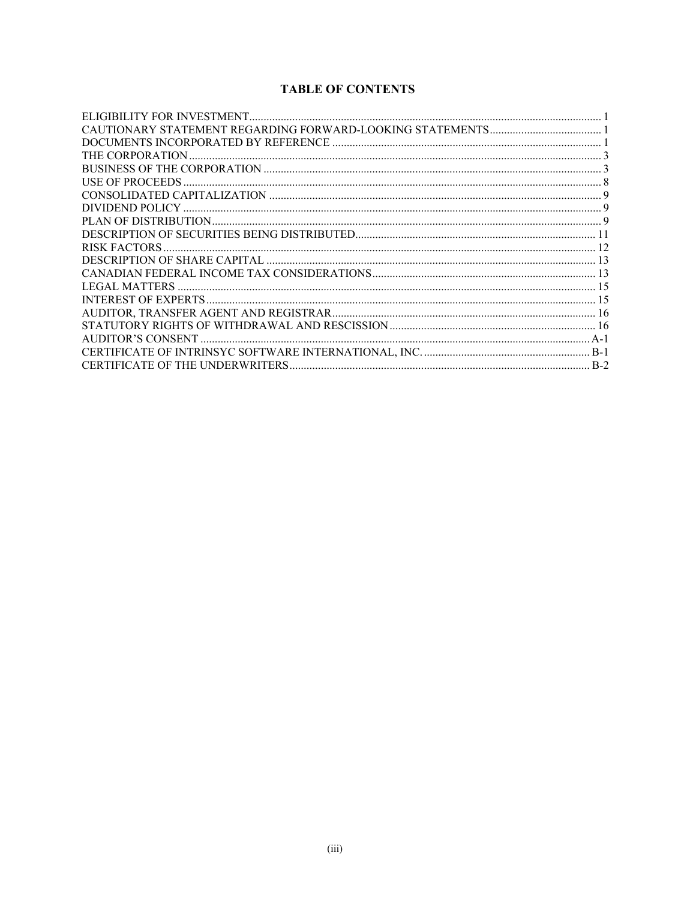# TABLE OF CONTENTS

| | |
|---|---|
| ELIGIBILITY FOR INVESTMENT | 1 |
| CAUTIONARY STATEMENT REGARDING FORWARD-LOOKING STATEMENTS | 1 |
| DOCUMENTS INCORPORATED BY REFERENCE | 1 |
| THE CORPORATION | 3 |
| BUSINESS OF THE CORPORATION | 3 |
| USE OF PROCEEDS | 8 |
| CONSOLIDATED CAPITALIZATION | 9 |
| DIVIDEND POLICY | 9 |
| PLAN OF DISTRIBUTION | 9 |
| DESCRIPTION OF SECURITIES BEING DISTRIBUTED | 11 |
| RISK FACTORS | 12 |
| DESCRIPTION OF SHARE CAPITAL | 13 |
| CANADIAN FEDERAL INCOME TAX CONSIDERATIONS | 13 |
| LEGAL MATTERS | 15 |
| INTEREST OF EXPERTS | 15 |
| AUDITOR, TRANSFER AGENT AND REGISTRAR | 16 |
| STATUTORY RIGHTS OF WITHDRAWAL AND RESCISSION | 16 |
| AUDITOR'S CONSENT | A-1 |
| CERTIFICATE OF INTRINSYC SOFTWARE INTERNATIONAL, INC. | B-1 |
| CERTIFICATE OF THE UNDERWRITERS | B-2 |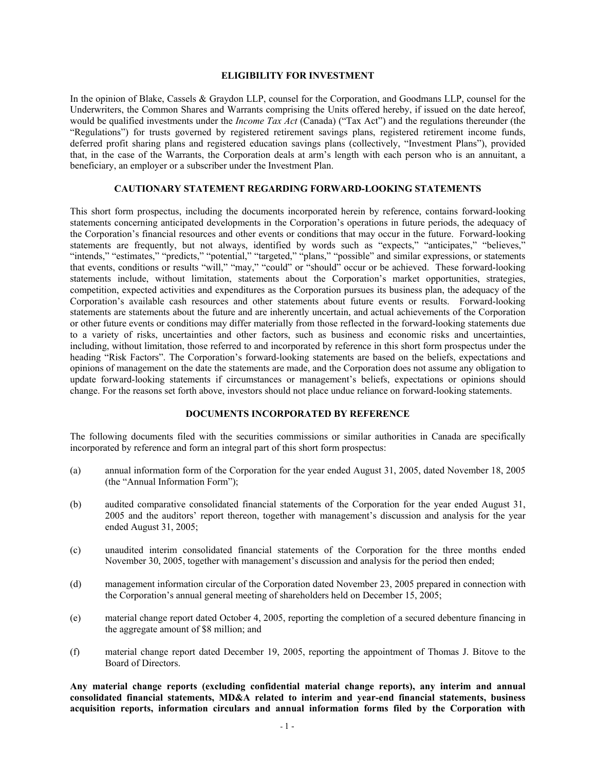## ELIGIBILITY FOR INVESTMENT

In the opinion of Blake, Cassels & Graydon LLP, counsel for the Corporation, and Goodmans LLP, counsel for the Underwriters, the Common Shares and Warrants comprising the Units offered hereby, if issued on the date hereof, would be qualified investments under the *Income Tax Act* (Canada) ("Tax Act") and the regulations thereunder (the "Regulations") for trusts governed by registered retirement savings plans, registered retirement income funds, deferred profit sharing plans and registered education savings plans (collectively, "Investment Plans"), provided that, in the case of the Warrants, the Corporation deals at arm's length with each person who is an annuitant, a beneficiary, an employer or a subscriber under the Investment Plan.

## CAUTIONARY STATEMENT REGARDING FORWARD-LOOKING STATEMENTS

This short form prospectus, including the documents incorporated herein by reference, contains forward-looking statements concerning anticipated developments in the Corporation's operations in future periods, the adequacy of the Corporation's financial resources and other events or conditions that may occur in the future. Forward-looking statements are frequently, but not always, identified by words such as "expects," "anticipates," "believes," "intends," "estimates," "predicts," "potential," "targeted," "plans," "possible" and similar expressions, or statements that events, conditions or results "will," "may," "could" or "should" occur or be achieved. These forward-looking statements include, without limitation, statements about the Corporation's market opportunities, strategies, competition, expected activities and expenditures as the Corporation pursues its business plan, the adequacy of the Corporation's available cash resources and other statements about future events or results. Forward-looking statements are statements about the future and are inherently uncertain, and actual achievements of the Corporation or other future events or conditions may differ materially from those reflected in the forward-looking statements due to a variety of risks, uncertainties and other factors, such as business and economic risks and uncertainties, including, without limitation, those referred to and incorporated by reference in this short form prospectus under the heading "Risk Factors". The Corporation's forward-looking statements are based on the beliefs, expectations and opinions of management on the date the statements are made, and the Corporation does not assume any obligation to update forward-looking statements if circumstances or management's beliefs, expectations or opinions should change. For the reasons set forth above, investors should not place undue reliance on forward-looking statements.

## DOCUMENTS INCORPORATED BY REFERENCE

The following documents filed with the securities commissions or similar authorities in Canada are specifically incorporated by reference and form an integral part of this short form prospectus:

(a) annual information form of the Corporation for the year ended August 31, 2005, dated November 18, 2005 (the "Annual Information Form");

(b) audited comparative consolidated financial statements of the Corporation for the year ended August 31, 2005 and the auditors' report thereon, together with management's discussion and analysis for the year ended August 31, 2005;

(c) unaudited interim consolidated financial statements of the Corporation for the three months ended November 30, 2005, together with management's discussion and analysis for the period then ended;

(d) management information circular of the Corporation dated November 23, 2005 prepared in connection with the Corporation's annual general meeting of shareholders held on December 15, 2005;

(e) material change report dated October 4, 2005, reporting the completion of a secured debenture financing in the aggregate amount of $8 million; and

(f) material change report dated December 19, 2005, reporting the appointment of Thomas J. Bitove to the Board of Directors.

**Any material change reports (excluding confidential material change reports), any interim and annual consolidated financial statements, MD&A related to interim and year-end financial statements, business acquisition reports, information circulars and annual information forms filed by the Corporation with**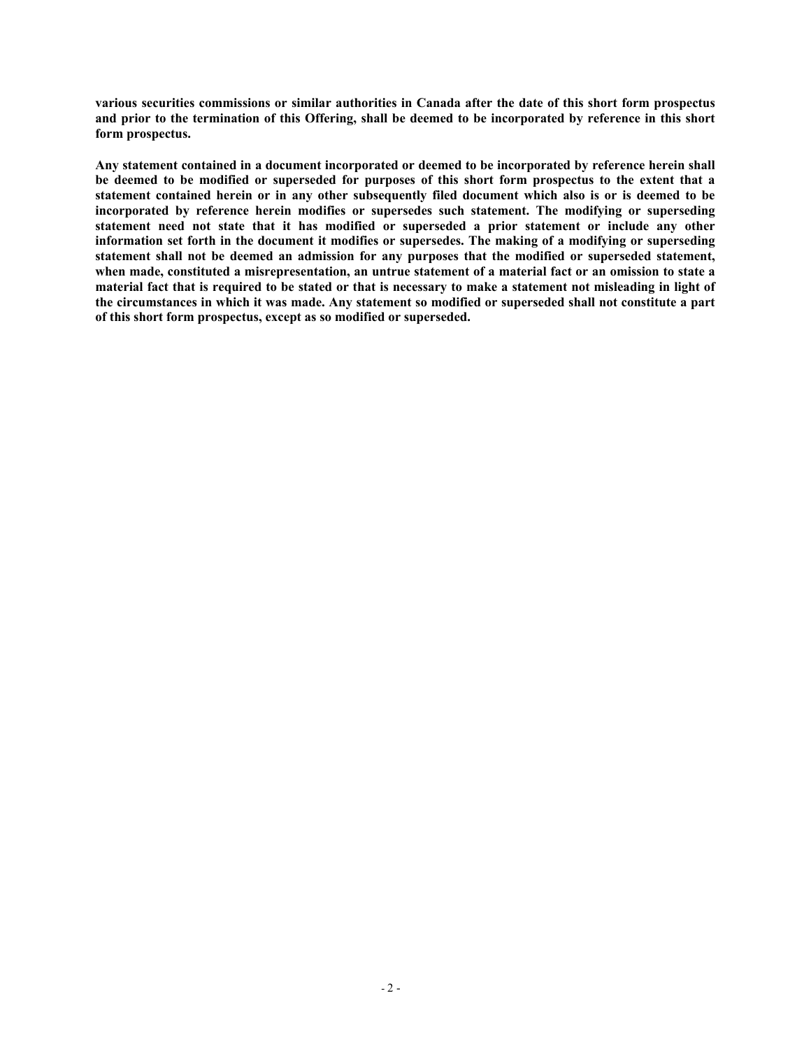**various securities commissions or similar authorities in Canada after the date of this short form prospectus and prior to the termination of this Offering, shall be deemed to be incorporated by reference in this short form prospectus.**

**Any statement contained in a document incorporated or deemed to be incorporated by reference herein shall be deemed to be modified or superseded for purposes of this short form prospectus to the extent that a statement contained herein or in any other subsequently filed document which also is or is deemed to be incorporated by reference herein modifies or supersedes such statement. The modifying or superseding statement need not state that it has modified or superseded a prior statement or include any other information set forth in the document it modifies or supersedes. The making of a modifying or superseding statement shall not be deemed an admission for any purposes that the modified or superseded statement, when made, constituted a misrepresentation, an untrue statement of a material fact or an omission to state a material fact that is required to be stated or that is necessary to make a statement not misleading in light of the circumstances in which it was made. Any statement so modified or superseded shall not constitute a part of this short form prospectus, except as so modified or superseded.**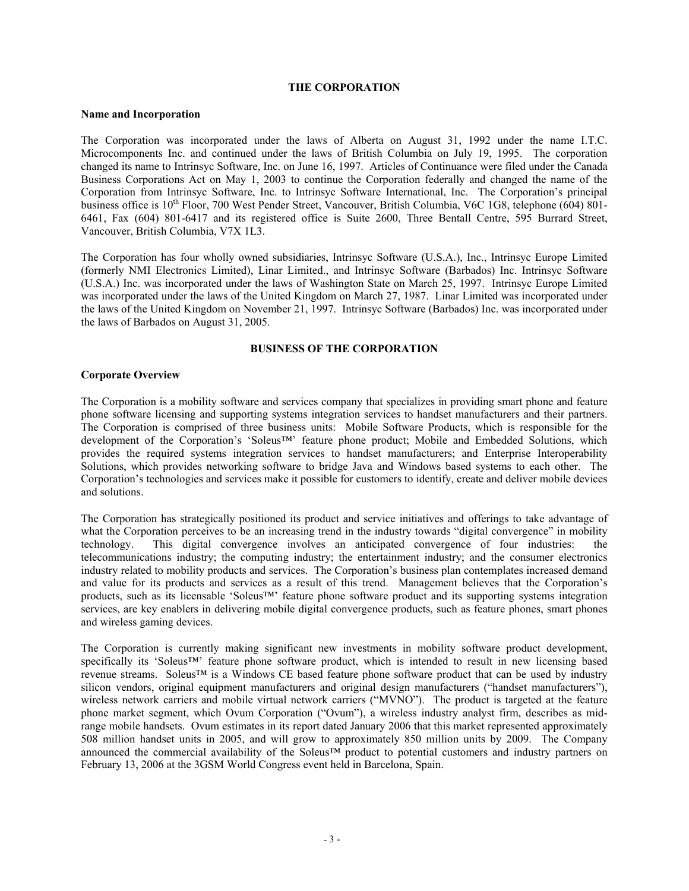## THE CORPORATION

### Name and Incorporation

The Corporation was incorporated under the laws of Alberta on August 31, 1992 under the name I.T.C. Microcomponents Inc. and continued under the laws of British Columbia on July 19, 1995. The corporation changed its name to Intrinsyc Software, Inc. on June 16, 1997. Articles of Continuance were filed under the Canada Business Corporations Act on May 1, 2003 to continue the Corporation federally and changed the name of the Corporation from Intrinsyc Software, Inc. to Intrinsyc Software International, Inc. The Corporation's principal business office is 10th Floor, 700 West Pender Street, Vancouver, British Columbia, V6C 1G8, telephone (604) 801-6461, Fax (604) 801-6417 and its registered office is Suite 2600, Three Bentall Centre, 595 Burrard Street, Vancouver, British Columbia, V7X 1L3.

The Corporation has four wholly owned subsidiaries, Intrinsyc Software (U.S.A.), Inc., Intrinsyc Europe Limited (formerly NMI Electronics Limited), Linar Limited., and Intrinsyc Software (Barbados) Inc. Intrinsyc Software (U.S.A.) Inc. was incorporated under the laws of Washington State on March 25, 1997. Intrinsyc Europe Limited was incorporated under the laws of the United Kingdom on March 27, 1987. Linar Limited was incorporated under the laws of the United Kingdom on November 21, 1997. Intrinsyc Software (Barbados) Inc. was incorporated under the laws of Barbados on August 31, 2005.

## BUSINESS OF THE CORPORATION

### Corporate Overview

The Corporation is a mobility software and services company that specializes in providing smart phone and feature phone software licensing and supporting systems integration services to handset manufacturers and their partners. The Corporation is comprised of three business units: Mobile Software Products, which is responsible for the development of the Corporation's 'Soleus™' feature phone product; Mobile and Embedded Solutions, which provides the required systems integration services to handset manufacturers; and Enterprise Interoperability Solutions, which provides networking software to bridge Java and Windows based systems to each other. The Corporation's technologies and services make it possible for customers to identify, create and deliver mobile devices and solutions.

The Corporation has strategically positioned its product and service initiatives and offerings to take advantage of what the Corporation perceives to be an increasing trend in the industry towards "digital convergence" in mobility technology. This digital convergence involves an anticipated convergence of four industries: the telecommunications industry; the computing industry; the entertainment industry; and the consumer electronics industry related to mobility products and services. The Corporation's business plan contemplates increased demand and value for its products and services as a result of this trend. Management believes that the Corporation's products, such as its licensable 'Soleus™' feature phone software product and its supporting systems integration services, are key enablers in delivering mobile digital convergence products, such as feature phones, smart phones and wireless gaming devices.

The Corporation is currently making significant new investments in mobility software product development, specifically its 'Soleus™' feature phone software product, which is intended to result in new licensing based revenue streams. Soleus™ is a Windows CE based feature phone software product that can be used by industry silicon vendors, original equipment manufacturers and original design manufacturers ("handset manufacturers"), wireless network carriers and mobile virtual network carriers ("MVNO"). The product is targeted at the feature phone market segment, which Ovum Corporation ("Ovum"), a wireless industry analyst firm, describes as mid-range mobile handsets. Ovum estimates in its report dated January 2006 that this market represented approximately 508 million handset units in 2005, and will grow to approximately 850 million units by 2009. The Company announced the commercial availability of the Soleus™ product to potential customers and industry partners on February 13, 2006 at the 3GSM World Congress event held in Barcelona, Spain.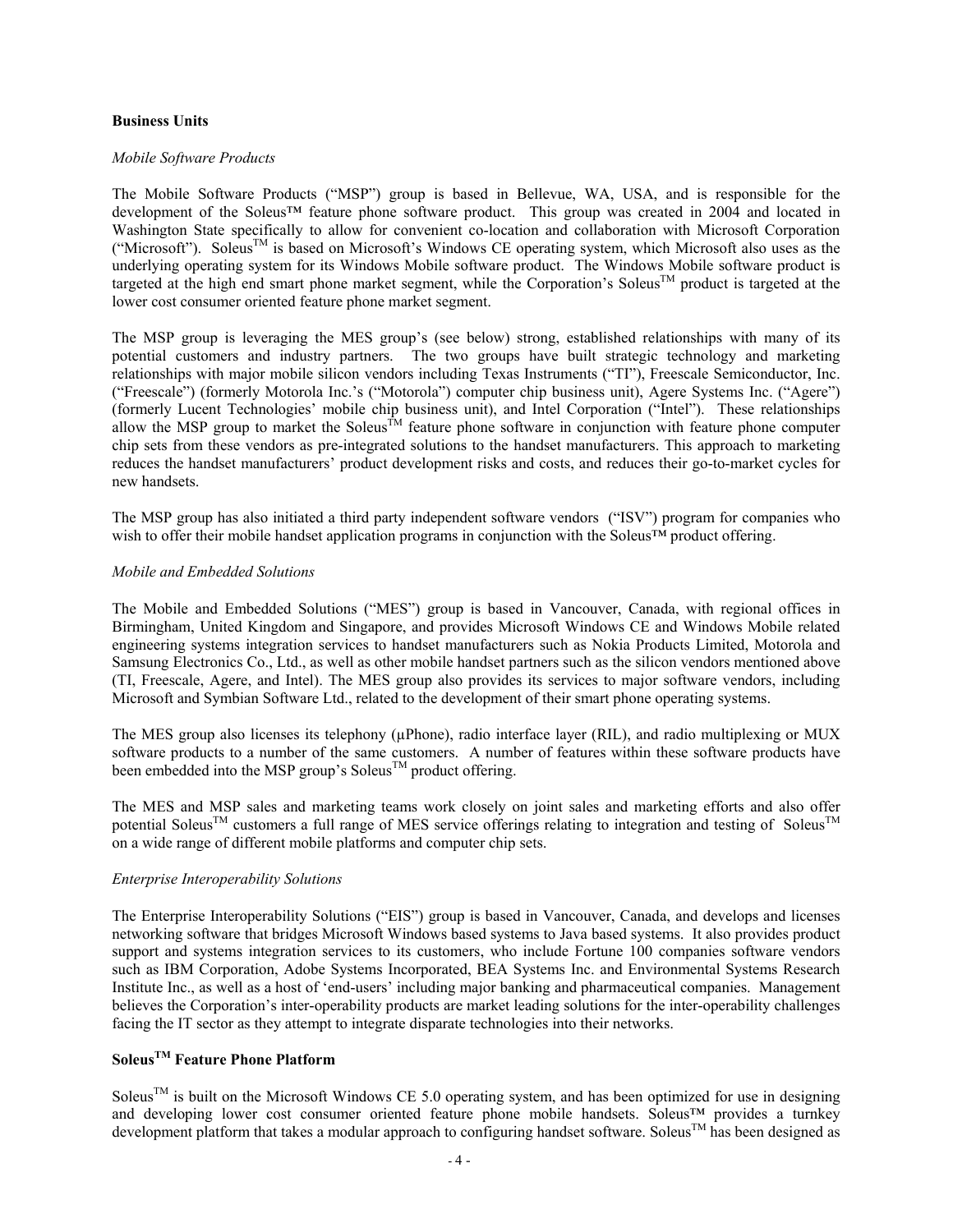**Business Units**

*Mobile Software Products*

The Mobile Software Products ("MSP") group is based in Bellevue, WA, USA, and is responsible for the development of the Soleus™ feature phone software product. This group was created in 2004 and located in Washington State specifically to allow for convenient co-location and collaboration with Microsoft Corporation ("Microsoft"). Soleus™ is based on Microsoft's Windows CE operating system, which Microsoft also uses as the underlying operating system for its Windows Mobile software product. The Windows Mobile software product is targeted at the high end smart phone market segment, while the Corporation's Soleus™ product is targeted at the lower cost consumer oriented feature phone market segment.

The MSP group is leveraging the MES group's (see below) strong, established relationships with many of its potential customers and industry partners. The two groups have built strategic technology and marketing relationships with major mobile silicon vendors including Texas Instruments ("TI"), Freescale Semiconductor, Inc. ("Freescale") (formerly Motorola Inc.'s ("Motorola") computer chip business unit), Agere Systems Inc. ("Agere") (formerly Lucent Technologies' mobile chip business unit), and Intel Corporation ("Intel"). These relationships allow the MSP group to market the Soleus™ feature phone software in conjunction with feature phone computer chip sets from these vendors as pre-integrated solutions to the handset manufacturers. This approach to marketing reduces the handset manufacturers' product development risks and costs, and reduces their go-to-market cycles for new handsets.

The MSP group has also initiated a third party independent software vendors ("ISV") program for companies who wish to offer their mobile handset application programs in conjunction with the Soleus™ product offering.

*Mobile and Embedded Solutions*

The Mobile and Embedded Solutions ("MES") group is based in Vancouver, Canada, with regional offices in Birmingham, United Kingdom and Singapore, and provides Microsoft Windows CE and Windows Mobile related engineering systems integration services to handset manufacturers such as Nokia Products Limited, Motorola and Samsung Electronics Co., Ltd., as well as other mobile handset partners such as the silicon vendors mentioned above (TI, Freescale, Agere, and Intel). The MES group also provides its services to major software vendors, including Microsoft and Symbian Software Ltd., related to the development of their smart phone operating systems.

The MES group also licenses its telephony (μPhone), radio interface layer (RIL), and radio multiplexing or MUX software products to a number of the same customers. A number of features within these software products have been embedded into the MSP group's Soleus™ product offering.

The MES and MSP sales and marketing teams work closely on joint sales and marketing efforts and also offer potential Soleus™ customers a full range of MES service offerings relating to integration and testing of Soleus™ on a wide range of different mobile platforms and computer chip sets.

*Enterprise Interoperability Solutions*

The Enterprise Interoperability Solutions ("EIS") group is based in Vancouver, Canada, and develops and licenses networking software that bridges Microsoft Windows based systems to Java based systems. It also provides product support and systems integration services to its customers, who include Fortune 100 companies software vendors such as IBM Corporation, Adobe Systems Incorporated, BEA Systems Inc. and Environmental Systems Research Institute Inc., as well as a host of 'end-users' including major banking and pharmaceutical companies. Management believes the Corporation's inter-operability products are market leading solutions for the inter-operability challenges facing the IT sector as they attempt to integrate disparate technologies into their networks.

**Soleus™ Feature Phone Platform**

Soleus™ is built on the Microsoft Windows CE 5.0 operating system, and has been optimized for use in designing and developing lower cost consumer oriented feature phone mobile handsets. Soleus™ provides a turnkey development platform that takes a modular approach to configuring handset software. Soleus™ has been designed as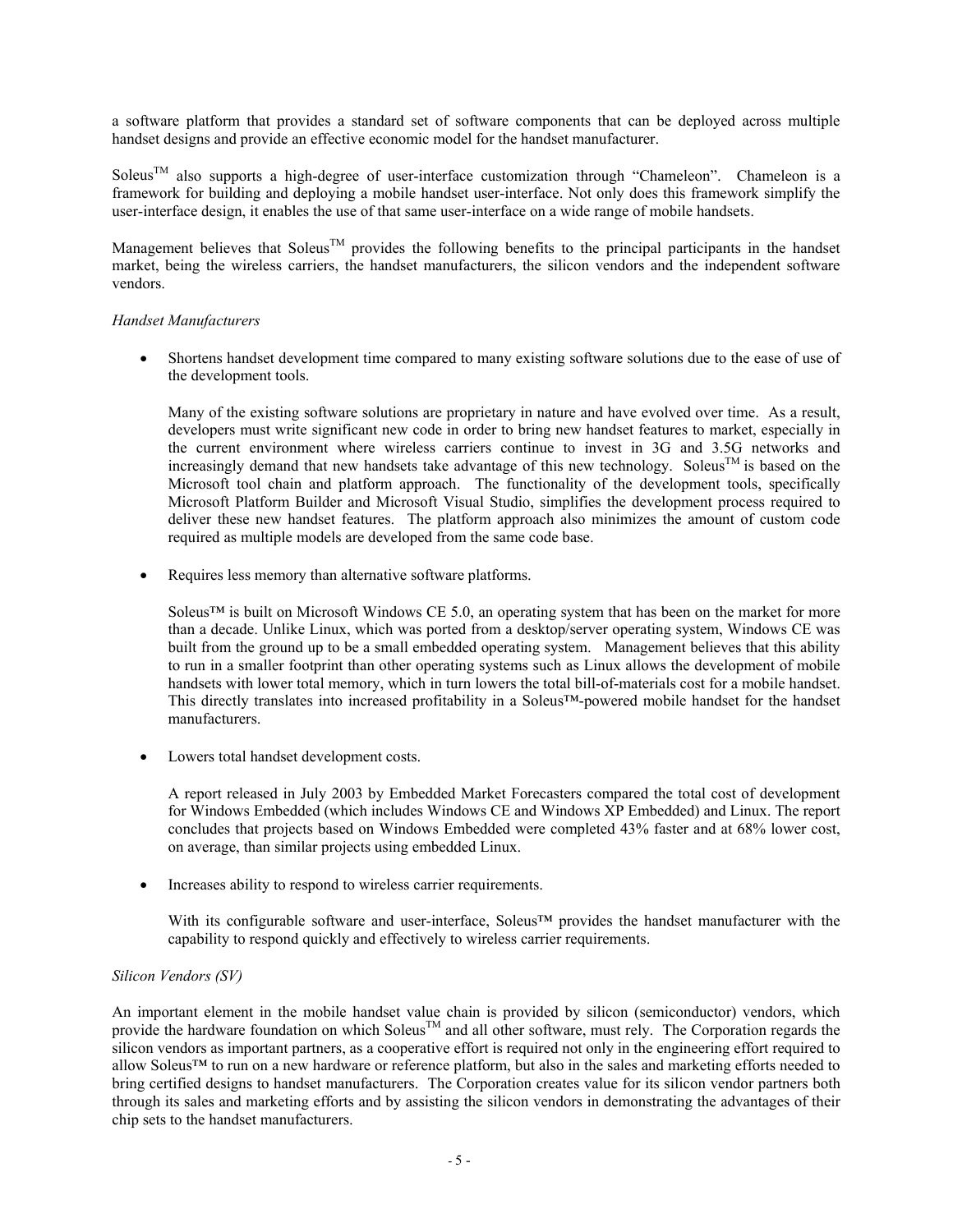a software platform that provides a standard set of software components that can be deployed across multiple handset designs and provide an effective economic model for the handset manufacturer.

Soleus™ also supports a high-degree of user-interface customization through "Chameleon". Chameleon is a framework for building and deploying a mobile handset user-interface. Not only does this framework simplify the user-interface design, it enables the use of that same user-interface on a wide range of mobile handsets.

Management believes that Soleus™ provides the following benefits to the principal participants in the handset market, being the wireless carriers, the handset manufacturers, the silicon vendors and the independent software vendors.

*Handset Manufacturers*

- Shortens handset development time compared to many existing software solutions due to the ease of use of the development tools.

  Many of the existing software solutions are proprietary in nature and have evolved over time. As a result, developers must write significant new code in order to bring new handset features to market, especially in the current environment where wireless carriers continue to invest in 3G and 3.5G networks and increasingly demand that new handsets take advantage of this new technology. Soleus™ is based on the Microsoft tool chain and platform approach. The functionality of the development tools, specifically Microsoft Platform Builder and Microsoft Visual Studio, simplifies the development process required to deliver these new handset features. The platform approach also minimizes the amount of custom code required as multiple models are developed from the same code base.

- Requires less memory than alternative software platforms.

  Soleus™ is built on Microsoft Windows CE 5.0, an operating system that has been on the market for more than a decade. Unlike Linux, which was ported from a desktop/server operating system, Windows CE was built from the ground up to be a small embedded operating system. Management believes that this ability to run in a smaller footprint than other operating systems such as Linux allows the development of mobile handsets with lower total memory, which in turn lowers the total bill-of-materials cost for a mobile handset. This directly translates into increased profitability in a Soleus™-powered mobile handset for the handset manufacturers.

- Lowers total handset development costs.

  A report released in July 2003 by Embedded Market Forecasters compared the total cost of development for Windows Embedded (which includes Windows CE and Windows XP Embedded) and Linux. The report concludes that projects based on Windows Embedded were completed 43% faster and at 68% lower cost, on average, than similar projects using embedded Linux.

- Increases ability to respond to wireless carrier requirements.

  With its configurable software and user-interface, Soleus™ provides the handset manufacturer with the capability to respond quickly and effectively to wireless carrier requirements.

*Silicon Vendors (SV)*

An important element in the mobile handset value chain is provided by silicon (semiconductor) vendors, which provide the hardware foundation on which Soleus™ and all other software, must rely. The Corporation regards the silicon vendors as important partners, as a cooperative effort is required not only in the engineering effort required to allow Soleus™ to run on a new hardware or reference platform, but also in the sales and marketing efforts needed to bring certified designs to handset manufacturers. The Corporation creates value for its silicon vendor partners both through its sales and marketing efforts and by assisting the silicon vendors in demonstrating the advantages of their chip sets to the handset manufacturers.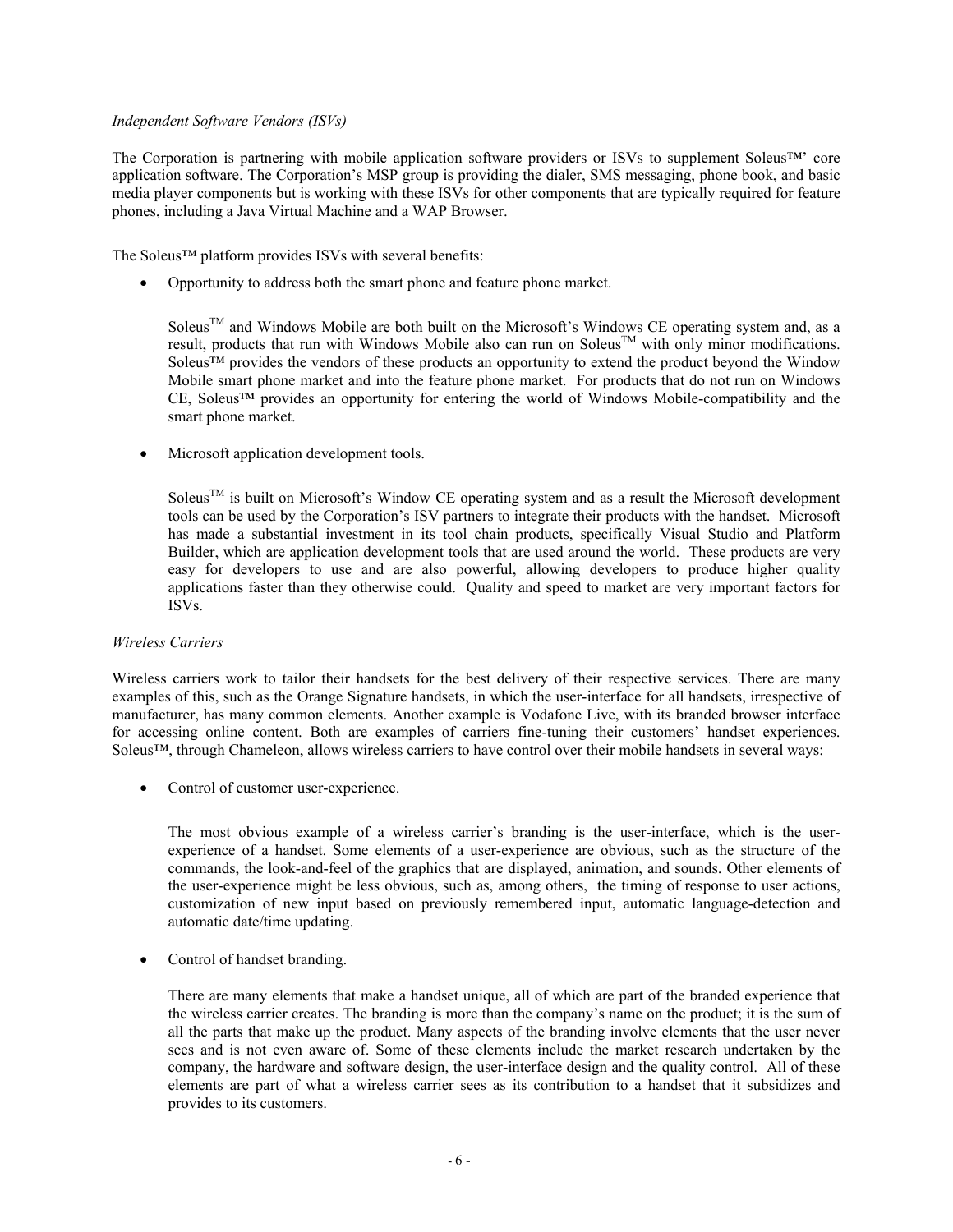*Independent Software Vendors (ISVs)*

The Corporation is partnering with mobile application software providers or ISVs to supplement Soleus™' core application software. The Corporation's MSP group is providing the dialer, SMS messaging, phone book, and basic media player components but is working with these ISVs for other components that are typically required for feature phones, including a Java Virtual Machine and a WAP Browser.

The Soleus™ platform provides ISVs with several benefits:

- Opportunity to address both the smart phone and feature phone market.

  Soleus™ and Windows Mobile are both built on the Microsoft's Windows CE operating system and, as a result, products that run with Windows Mobile also can run on Soleus™ with only minor modifications. Soleus™ provides the vendors of these products an opportunity to extend the product beyond the Window Mobile smart phone market and into the feature phone market. For products that do not run on Windows CE, Soleus™ provides an opportunity for entering the world of Windows Mobile-compatibility and the smart phone market.

- Microsoft application development tools.

  Soleus™ is built on Microsoft's Window CE operating system and as a result the Microsoft development tools can be used by the Corporation's ISV partners to integrate their products with the handset. Microsoft has made a substantial investment in its tool chain products, specifically Visual Studio and Platform Builder, which are application development tools that are used around the world. These products are very easy for developers to use and are also powerful, allowing developers to produce higher quality applications faster than they otherwise could. Quality and speed to market are very important factors for ISVs.

*Wireless Carriers*

Wireless carriers work to tailor their handsets for the best delivery of their respective services. There are many examples of this, such as the Orange Signature handsets, in which the user-interface for all handsets, irrespective of manufacturer, has many common elements. Another example is Vodafone Live, with its branded browser interface for accessing online content. Both are examples of carriers fine-tuning their customers' handset experiences. Soleus™, through Chameleon, allows wireless carriers to have control over their mobile handsets in several ways:

- Control of customer user-experience.

  The most obvious example of a wireless carrier's branding is the user-interface, which is the user-experience of a handset. Some elements of a user-experience are obvious, such as the structure of the commands, the look-and-feel of the graphics that are displayed, animation, and sounds. Other elements of the user-experience might be less obvious, such as, among others, the timing of response to user actions, customization of new input based on previously remembered input, automatic language-detection and automatic date/time updating.

- Control of handset branding.

  There are many elements that make a handset unique, all of which are part of the branded experience that the wireless carrier creates. The branding is more than the company's name on the product; it is the sum of all the parts that make up the product. Many aspects of the branding involve elements that the user never sees and is not even aware of. Some of these elements include the market research undertaken by the company, the hardware and software design, the user-interface design and the quality control. All of these elements are part of what a wireless carrier sees as its contribution to a handset that it subsidizes and provides to its customers.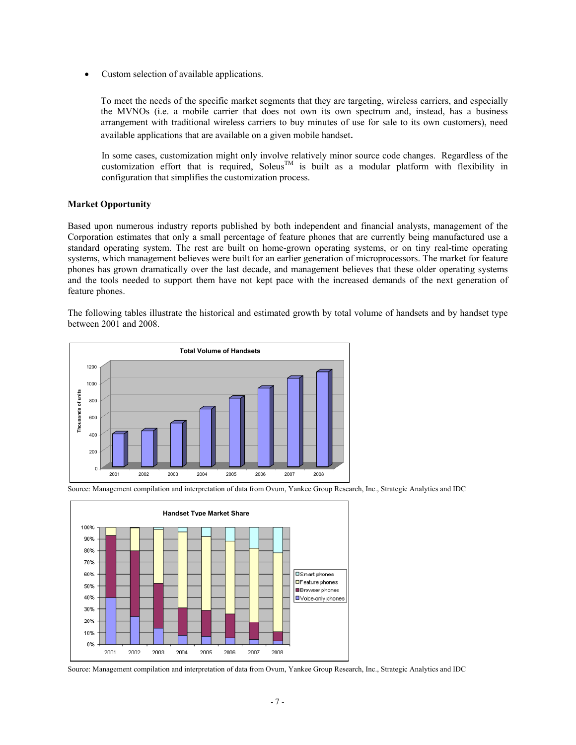- Custom selection of available applications.

To meet the needs of the specific market segments that they are targeting, wireless carriers, and especially the MVNOs (i.e. a mobile carrier that does not own its own spectrum and, instead, has a business arrangement with traditional wireless carriers to buy minutes of use for sale to its own customers), need available applications that are available on a given mobile handset.

In some cases, customization might only involve relatively minor source code changes. Regardless of the customization effort that is required, Soleus™ is built as a modular platform with flexibility in configuration that simplifies the customization process.

**Market Opportunity**

Based upon numerous industry reports published by both independent and financial analysts, management of the Corporation estimates that only a small percentage of feature phones that are currently being manufactured use a standard operating system. The rest are built on home-grown operating systems, or on tiny real-time operating systems, which management believes were built for an earlier generation of microprocessors. The market for feature phones has grown dramatically over the last decade, and management believes that these older operating systems and the tools needed to support them have not kept pace with the increased demands of the next generation of feature phones.

The following tables illustrate the historical and estimated growth by total volume of handsets and by handset type between 2001 and 2008.

Source: Management compilation and interpretation of data from Ovum, Yankee Group Research, Inc., Strategic Analytics and IDC

Source: Management compilation and interpretation of data from Ovum, Yankee Group Research, Inc., Strategic Analytics and IDC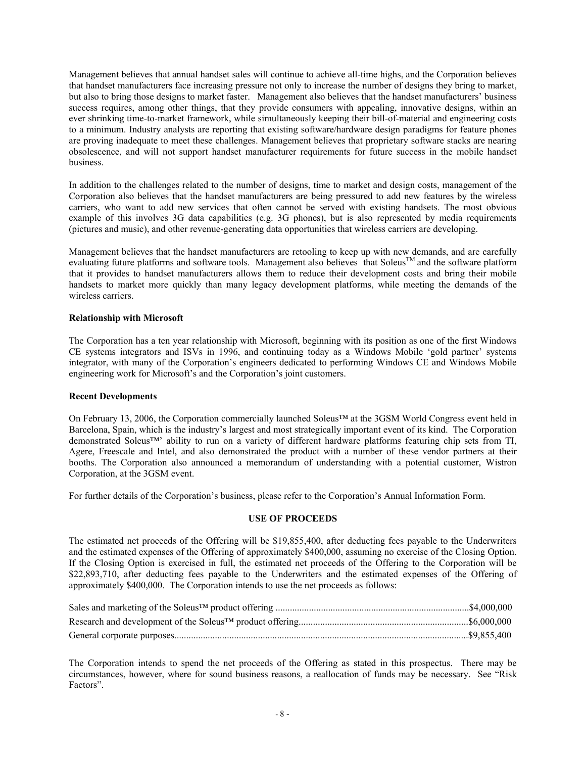Management believes that annual handset sales will continue to achieve all-time highs, and the Corporation believes that handset manufacturers face increasing pressure not only to increase the number of designs they bring to market, but also to bring those designs to market faster. Management also believes that the handset manufacturers' business success requires, among other things, that they provide consumers with appealing, innovative designs, within an ever shrinking time-to-market framework, while simultaneously keeping their bill-of-material and engineering costs to a minimum. Industry analysts are reporting that existing software/hardware design paradigms for feature phones are proving inadequate to meet these challenges. Management believes that proprietary software stacks are nearing obsolescence, and will not support handset manufacturer requirements for future success in the mobile handset business.

In addition to the challenges related to the number of designs, time to market and design costs, management of the Corporation also believes that the handset manufacturers are being pressured to add new features by the wireless carriers, who want to add new services that often cannot be served with existing handsets. The most obvious example of this involves 3G data capabilities (e.g. 3G phones), but is also represented by media requirements (pictures and music), and other revenue-generating data opportunities that wireless carriers are developing.

Management believes that the handset manufacturers are retooling to keep up with new demands, and are carefully evaluating future platforms and software tools. Management also believes that Soleus™ and the software platform that it provides to handset manufacturers allows them to reduce their development costs and bring their mobile handsets to market more quickly than many legacy development platforms, while meeting the demands of the wireless carriers.

**Relationship with Microsoft**

The Corporation has a ten year relationship with Microsoft, beginning with its position as one of the first Windows CE systems integrators and ISVs in 1996, and continuing today as a Windows Mobile 'gold partner' systems integrator, with many of the Corporation's engineers dedicated to performing Windows CE and Windows Mobile engineering work for Microsoft's and the Corporation's joint customers.

**Recent Developments**

On February 13, 2006, the Corporation commercially launched Soleus™ at the 3GSM World Congress event held in Barcelona, Spain, which is the industry's largest and most strategically important event of its kind. The Corporation demonstrated Soleus™' ability to run on a variety of different hardware platforms featuring chip sets from TI, Agere, Freescale and Intel, and also demonstrated the product with a number of these vendor partners at their booths. The Corporation also announced a memorandum of understanding with a potential customer, Wistron Corporation, at the 3GSM event.

For further details of the Corporation's business, please refer to the Corporation's Annual Information Form.

## USE OF PROCEEDS

The estimated net proceeds of the Offering will be $19,855,400, after deducting fees payable to the Underwriters and the estimated expenses of the Offering of approximately $400,000, assuming no exercise of the Closing Option. If the Closing Option is exercised in full, the estimated net proceeds of the Offering to the Corporation will be $22,893,710, after deducting fees payable to the Underwriters and the estimated expenses of the Offering of approximately $400,000. The Corporation intends to use the net proceeds as follows:

| | |
|---|---|
| Sales and marketing of the Soleus™ product offering | $4,000,000 |
| Research and development of the Soleus™ product offering | $6,000,000 |
| General corporate purposes | $9,855,400 |

The Corporation intends to spend the net proceeds of the Offering as stated in this prospectus. There may be circumstances, however, where for sound business reasons, a reallocation of funds may be necessary. See "Risk Factors".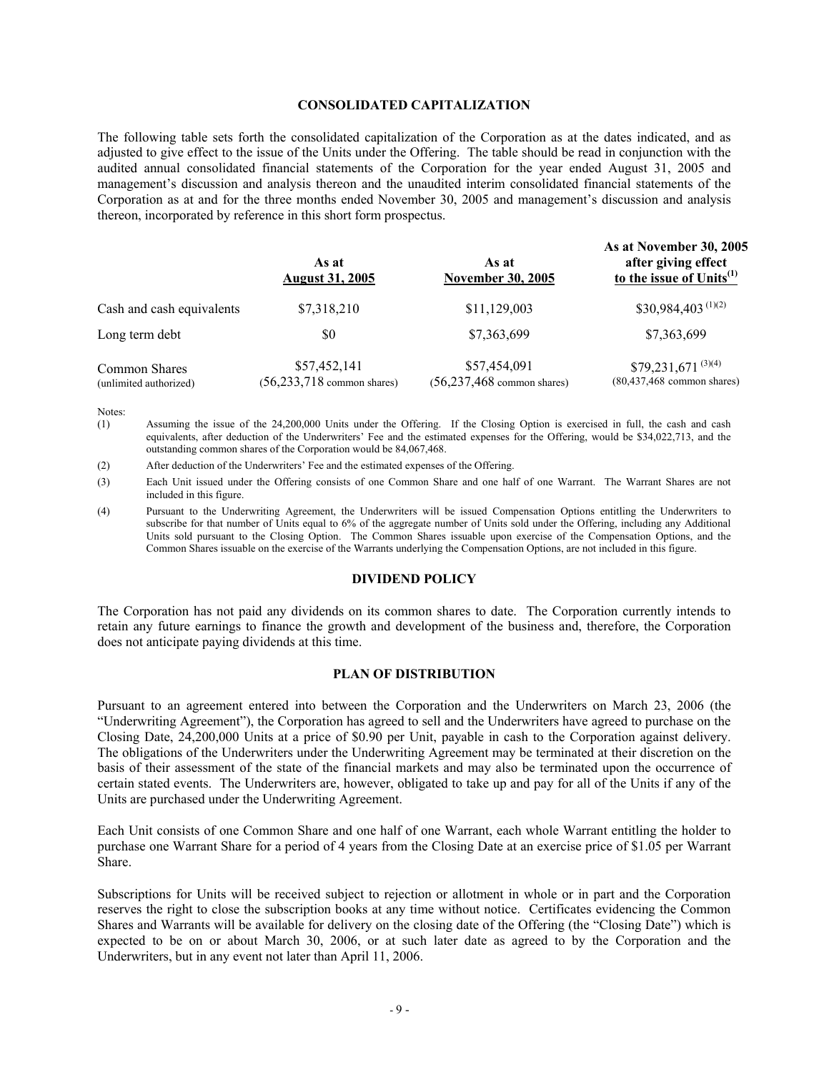## CONSOLIDATED CAPITALIZATION

The following table sets forth the consolidated capitalization of the Corporation as at the dates indicated, and as adjusted to give effect to the issue of the Units under the Offering. The table should be read in conjunction with the audited annual consolidated financial statements of the Corporation for the year ended August 31, 2005 and management's discussion and analysis thereon and the unaudited interim consolidated financial statements of the Corporation as at and for the three months ended November 30, 2005 and management's discussion and analysis thereon, incorporated by reference in this short form prospectus.

| | As at August 31, 2005 | As at November 30, 2005 | As at November 30, 2005 after giving effect to the issue of Units(1) |
|---|---|---|---|
| Cash and cash equivalents | \$7,318,210 | \$11,129,003 | \$30,984,403 (1)(2) |
| Long term debt | \$0 | \$7,363,699 | \$7,363,699 |
| Common Shares (unlimited authorized) | \$57,452,141 (56,233,718 common shares) | \$57,454,091 (56,237,468 common shares) | \$79,231,671 (3)(4) (80,437,468 common shares) |

Notes:

(1) Assuming the issue of the 24,200,000 Units under the Offering. If the Closing Option is exercised in full, the cash and cash equivalents, after deduction of the Underwriters' Fee and the estimated expenses for the Offering, would be \$34,022,713, and the outstanding common shares of the Corporation would be 84,067,468.

(2) After deduction of the Underwriters' Fee and the estimated expenses of the Offering.

(3) Each Unit issued under the Offering consists of one Common Share and one half of one Warrant. The Warrant Shares are not included in this figure.

(4) Pursuant to the Underwriting Agreement, the Underwriters will be issued Compensation Options entitling the Underwriters to subscribe for that number of Units equal to 6% of the aggregate number of Units sold under the Offering, including any Additional Units sold pursuant to the Closing Option. The Common Shares issuable upon exercise of the Compensation Options, and the Common Shares issuable on the exercise of the Warrants underlying the Compensation Options, are not included in this figure.

## DIVIDEND POLICY

The Corporation has not paid any dividends on its common shares to date. The Corporation currently intends to retain any future earnings to finance the growth and development of the business and, therefore, the Corporation does not anticipate paying dividends at this time.

## PLAN OF DISTRIBUTION

Pursuant to an agreement entered into between the Corporation and the Underwriters on March 23, 2006 (the "Underwriting Agreement"), the Corporation has agreed to sell and the Underwriters have agreed to purchase on the Closing Date, 24,200,000 Units at a price of \$0.90 per Unit, payable in cash to the Corporation against delivery. The obligations of the Underwriters under the Underwriting Agreement may be terminated at their discretion on the basis of their assessment of the state of the financial markets and may also be terminated upon the occurrence of certain stated events. The Underwriters are, however, obligated to take up and pay for all of the Units if any of the Units are purchased under the Underwriting Agreement.

Each Unit consists of one Common Share and one half of one Warrant, each whole Warrant entitling the holder to purchase one Warrant Share for a period of 4 years from the Closing Date at an exercise price of \$1.05 per Warrant Share.

Subscriptions for Units will be received subject to rejection or allotment in whole or in part and the Corporation reserves the right to close the subscription books at any time without notice. Certificates evidencing the Common Shares and Warrants will be available for delivery on the closing date of the Offering (the "Closing Date") which is expected to be on or about March 30, 2006, or at such later date as agreed to by the Corporation and the Underwriters, but in any event not later than April 11, 2006.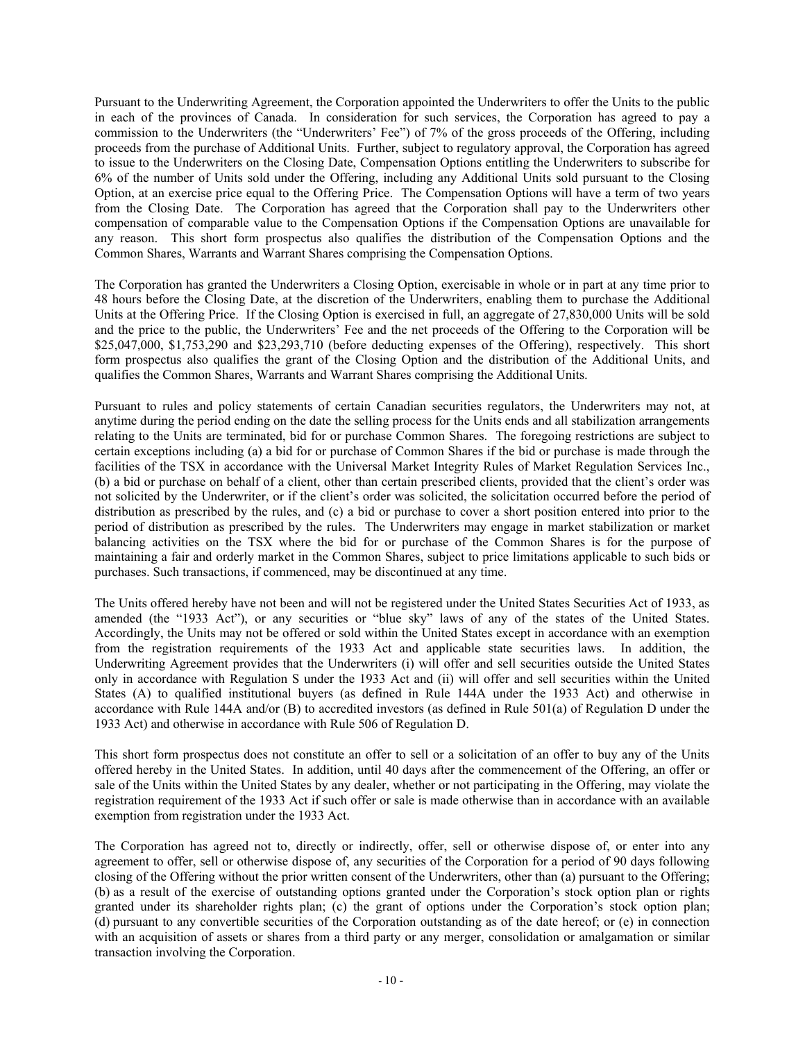Pursuant to the Underwriting Agreement, the Corporation appointed the Underwriters to offer the Units to the public in each of the provinces of Canada. In consideration for such services, the Corporation has agreed to pay a commission to the Underwriters (the "Underwriters' Fee") of 7% of the gross proceeds of the Offering, including proceeds from the purchase of Additional Units. Further, subject to regulatory approval, the Corporation has agreed to issue to the Underwriters on the Closing Date, Compensation Options entitling the Underwriters to subscribe for 6% of the number of Units sold under the Offering, including any Additional Units sold pursuant to the Closing Option, at an exercise price equal to the Offering Price. The Compensation Options will have a term of two years from the Closing Date. The Corporation has agreed that the Corporation shall pay to the Underwriters other compensation of comparable value to the Compensation Options if the Compensation Options are unavailable for any reason. This short form prospectus also qualifies the distribution of the Compensation Options and the Common Shares, Warrants and Warrant Shares comprising the Compensation Options.

The Corporation has granted the Underwriters a Closing Option, exercisable in whole or in part at any time prior to 48 hours before the Closing Date, at the discretion of the Underwriters, enabling them to purchase the Additional Units at the Offering Price. If the Closing Option is exercised in full, an aggregate of 27,830,000 Units will be sold and the price to the public, the Underwriters' Fee and the net proceeds of the Offering to the Corporation will be $25,047,000, $1,753,290 and $23,293,710 (before deducting expenses of the Offering), respectively. This short form prospectus also qualifies the grant of the Closing Option and the distribution of the Additional Units, and qualifies the Common Shares, Warrants and Warrant Shares comprising the Additional Units.

Pursuant to rules and policy statements of certain Canadian securities regulators, the Underwriters may not, at anytime during the period ending on the date the selling process for the Units ends and all stabilization arrangements relating to the Units are terminated, bid for or purchase Common Shares. The foregoing restrictions are subject to certain exceptions including (a) a bid for or purchase of Common Shares if the bid or purchase is made through the facilities of the TSX in accordance with the Universal Market Integrity Rules of Market Regulation Services Inc., (b) a bid or purchase on behalf of a client, other than certain prescribed clients, provided that the client's order was not solicited by the Underwriter, or if the client's order was solicited, the solicitation occurred before the period of distribution as prescribed by the rules, and (c) a bid or purchase to cover a short position entered into prior to the period of distribution as prescribed by the rules. The Underwriters may engage in market stabilization or market balancing activities on the TSX where the bid for or purchase of the Common Shares is for the purpose of maintaining a fair and orderly market in the Common Shares, subject to price limitations applicable to such bids or purchases. Such transactions, if commenced, may be discontinued at any time.

The Units offered hereby have not been and will not be registered under the United States Securities Act of 1933, as amended (the "1933 Act"), or any securities or "blue sky" laws of any of the states of the United States. Accordingly, the Units may not be offered or sold within the United States except in accordance with an exemption from the registration requirements of the 1933 Act and applicable state securities laws. In addition, the Underwriting Agreement provides that the Underwriters (i) will offer and sell securities outside the United States only in accordance with Regulation S under the 1933 Act and (ii) will offer and sell securities within the United States (A) to qualified institutional buyers (as defined in Rule 144A under the 1933 Act) and otherwise in accordance with Rule 144A and/or (B) to accredited investors (as defined in Rule 501(a) of Regulation D under the 1933 Act) and otherwise in accordance with Rule 506 of Regulation D.

This short form prospectus does not constitute an offer to sell or a solicitation of an offer to buy any of the Units offered hereby in the United States. In addition, until 40 days after the commencement of the Offering, an offer or sale of the Units within the United States by any dealer, whether or not participating in the Offering, may violate the registration requirement of the 1933 Act if such offer or sale is made otherwise than in accordance with an available exemption from registration under the 1933 Act.

The Corporation has agreed not to, directly or indirectly, offer, sell or otherwise dispose of, or enter into any agreement to offer, sell or otherwise dispose of, any securities of the Corporation for a period of 90 days following closing of the Offering without the prior written consent of the Underwriters, other than (a) pursuant to the Offering; (b) as a result of the exercise of outstanding options granted under the Corporation's stock option plan or rights granted under its shareholder rights plan; (c) the grant of options under the Corporation's stock option plan; (d) pursuant to any convertible securities of the Corporation outstanding as of the date hereof; or (e) in connection with an acquisition of assets or shares from a third party or any merger, consolidation or amalgamation or similar transaction involving the Corporation.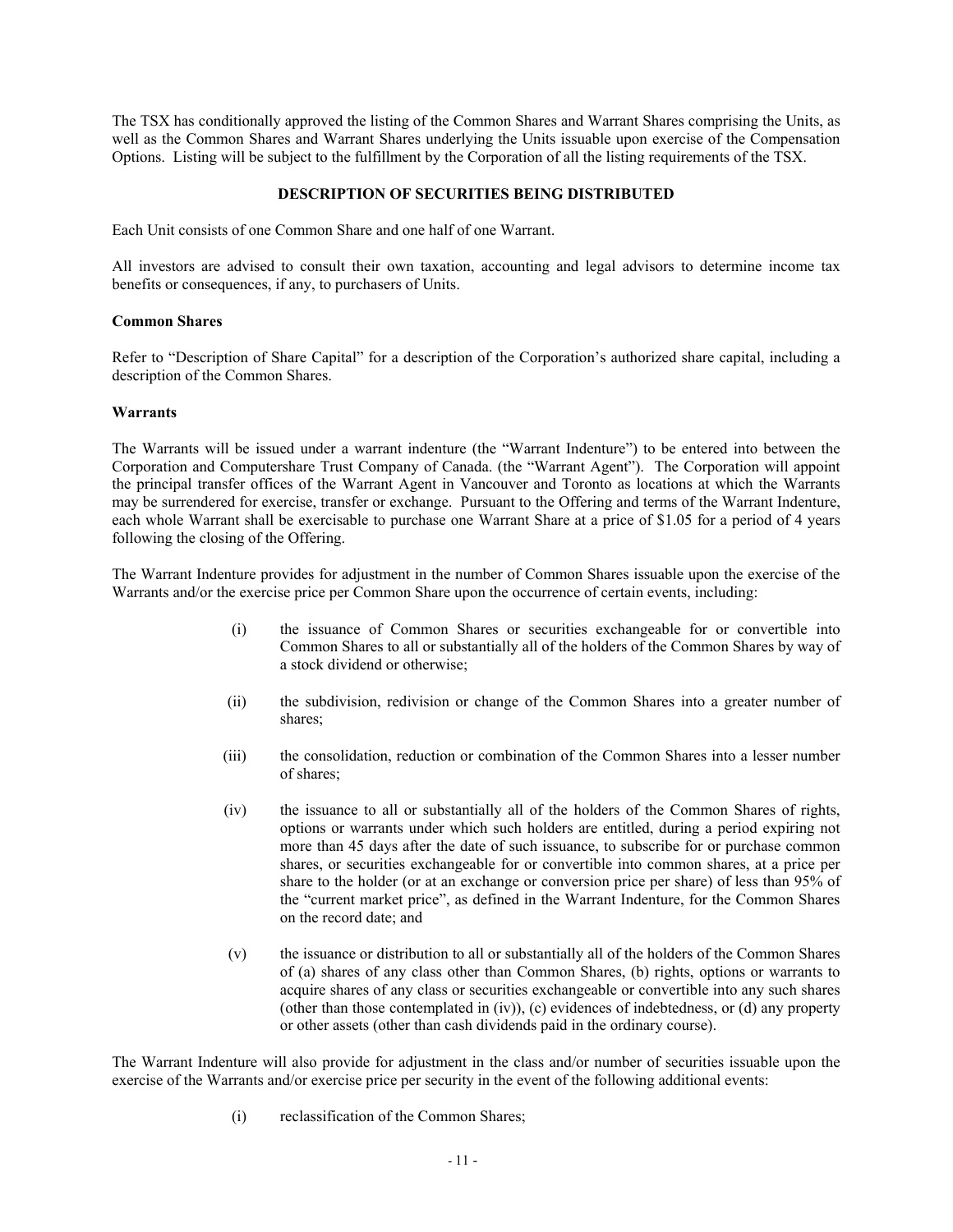The TSX has conditionally approved the listing of the Common Shares and Warrant Shares comprising the Units, as well as the Common Shares and Warrant Shares underlying the Units issuable upon exercise of the Compensation Options. Listing will be subject to the fulfillment by the Corporation of all the listing requirements of the TSX.

## DESCRIPTION OF SECURITIES BEING DISTRIBUTED

Each Unit consists of one Common Share and one half of one Warrant.

All investors are advised to consult their own taxation, accounting and legal advisors to determine income tax benefits or consequences, if any, to purchasers of Units.

### Common Shares

Refer to "Description of Share Capital" for a description of the Corporation's authorized share capital, including a description of the Common Shares.

### Warrants

The Warrants will be issued under a warrant indenture (the "Warrant Indenture") to be entered into between the Corporation and Computershare Trust Company of Canada. (the "Warrant Agent"). The Corporation will appoint the principal transfer offices of the Warrant Agent in Vancouver and Toronto as locations at which the Warrants may be surrendered for exercise, transfer or exchange. Pursuant to the Offering and terms of the Warrant Indenture, each whole Warrant shall be exercisable to purchase one Warrant Share at a price of $1.05 for a period of 4 years following the closing of the Offering.

The Warrant Indenture provides for adjustment in the number of Common Shares issuable upon the exercise of the Warrants and/or the exercise price per Common Share upon the occurrence of certain events, including:

(i) the issuance of Common Shares or securities exchangeable for or convertible into Common Shares to all or substantially all of the holders of the Common Shares by way of a stock dividend or otherwise;

(ii) the subdivision, redivision or change of the Common Shares into a greater number of shares;

(iii) the consolidation, reduction or combination of the Common Shares into a lesser number of shares;

(iv) the issuance to all or substantially all of the holders of the Common Shares of rights, options or warrants under which such holders are entitled, during a period expiring not more than 45 days after the date of such issuance, to subscribe for or purchase common shares, or securities exchangeable for or convertible into common shares, at a price per share to the holder (or at an exchange or conversion price per share) of less than 95% of the "current market price", as defined in the Warrant Indenture, for the Common Shares on the record date; and

(v) the issuance or distribution to all or substantially all of the holders of the Common Shares of (a) shares of any class other than Common Shares, (b) rights, options or warrants to acquire shares of any class or securities exchangeable or convertible into any such shares (other than those contemplated in (iv)), (c) evidences of indebtedness, or (d) any property or other assets (other than cash dividends paid in the ordinary course).

The Warrant Indenture will also provide for adjustment in the class and/or number of securities issuable upon the exercise of the Warrants and/or exercise price per security in the event of the following additional events:

(i) reclassification of the Common Shares;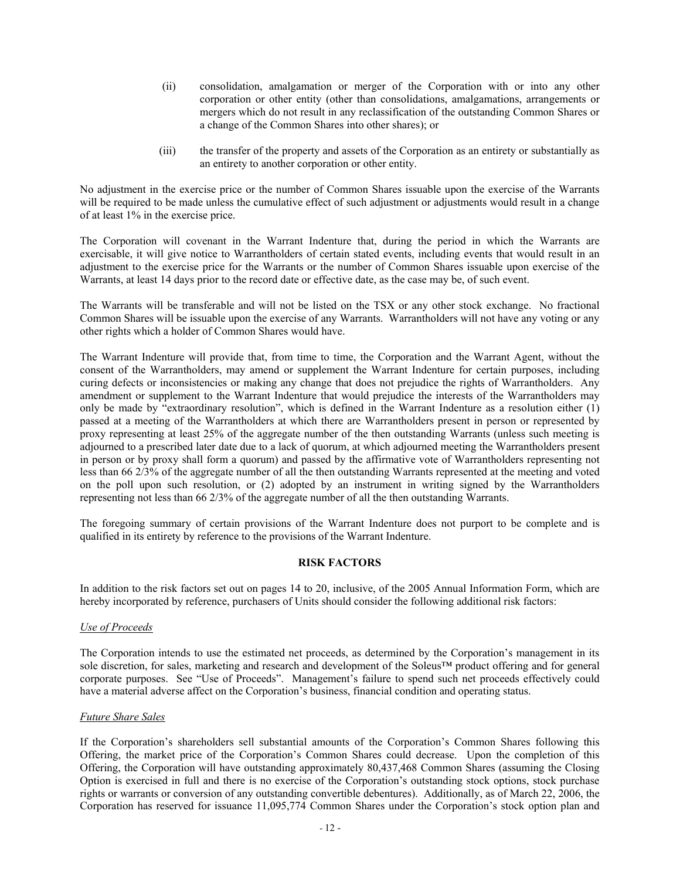(ii) consolidation, amalgamation or merger of the Corporation with or into any other corporation or other entity (other than consolidations, amalgamations, arrangements or mergers which do not result in any reclassification of the outstanding Common Shares or a change of the Common Shares into other shares); or

(iii) the transfer of the property and assets of the Corporation as an entirety or substantially as an entirety to another corporation or other entity.

No adjustment in the exercise price or the number of Common Shares issuable upon the exercise of the Warrants will be required to be made unless the cumulative effect of such adjustment or adjustments would result in a change of at least 1% in the exercise price.

The Corporation will covenant in the Warrant Indenture that, during the period in which the Warrants are exercisable, it will give notice to Warrantholders of certain stated events, including events that would result in an adjustment to the exercise price for the Warrants or the number of Common Shares issuable upon exercise of the Warrants, at least 14 days prior to the record date or effective date, as the case may be, of such event.

The Warrants will be transferable and will not be listed on the TSX or any other stock exchange. No fractional Common Shares will be issuable upon the exercise of any Warrants. Warrantholders will not have any voting or any other rights which a holder of Common Shares would have.

The Warrant Indenture will provide that, from time to time, the Corporation and the Warrant Agent, without the consent of the Warrantholders, may amend or supplement the Warrant Indenture for certain purposes, including curing defects or inconsistencies or making any change that does not prejudice the rights of Warrantholders. Any amendment or supplement to the Warrant Indenture that would prejudice the interests of the Warrantholders may only be made by "extraordinary resolution", which is defined in the Warrant Indenture as a resolution either (1) passed at a meeting of the Warrantholders at which there are Warrantholders present in person or represented by proxy representing at least 25% of the aggregate number of the then outstanding Warrants (unless such meeting is adjourned to a prescribed later date due to a lack of quorum, at which adjourned meeting the Warrantholders present in person or by proxy shall form a quorum) and passed by the affirmative vote of Warrantholders representing not less than 66 2/3% of the aggregate number of all the then outstanding Warrants represented at the meeting and voted on the poll upon such resolution, or (2) adopted by an instrument in writing signed by the Warrantholders representing not less than 66 2/3% of the aggregate number of all the then outstanding Warrants.

The foregoing summary of certain provisions of the Warrant Indenture does not purport to be complete and is qualified in its entirety by reference to the provisions of the Warrant Indenture.

## RISK FACTORS

In addition to the risk factors set out on pages 14 to 20, inclusive, of the 2005 Annual Information Form, which are hereby incorporated by reference, purchasers of Units should consider the following additional risk factors:

*Use of Proceeds*

The Corporation intends to use the estimated net proceeds, as determined by the Corporation's management in its sole discretion, for sales, marketing and research and development of the Soleus™ product offering and for general corporate purposes. See "Use of Proceeds". Management's failure to spend such net proceeds effectively could have a material adverse affect on the Corporation's business, financial condition and operating status.

*Future Share Sales*

If the Corporation's shareholders sell substantial amounts of the Corporation's Common Shares following this Offering, the market price of the Corporation's Common Shares could decrease. Upon the completion of this Offering, the Corporation will have outstanding approximately 80,437,468 Common Shares (assuming the Closing Option is exercised in full and there is no exercise of the Corporation's outstanding stock options, stock purchase rights or warrants or conversion of any outstanding convertible debentures). Additionally, as of March 22, 2006, the Corporation has reserved for issuance 11,095,774 Common Shares under the Corporation's stock option plan and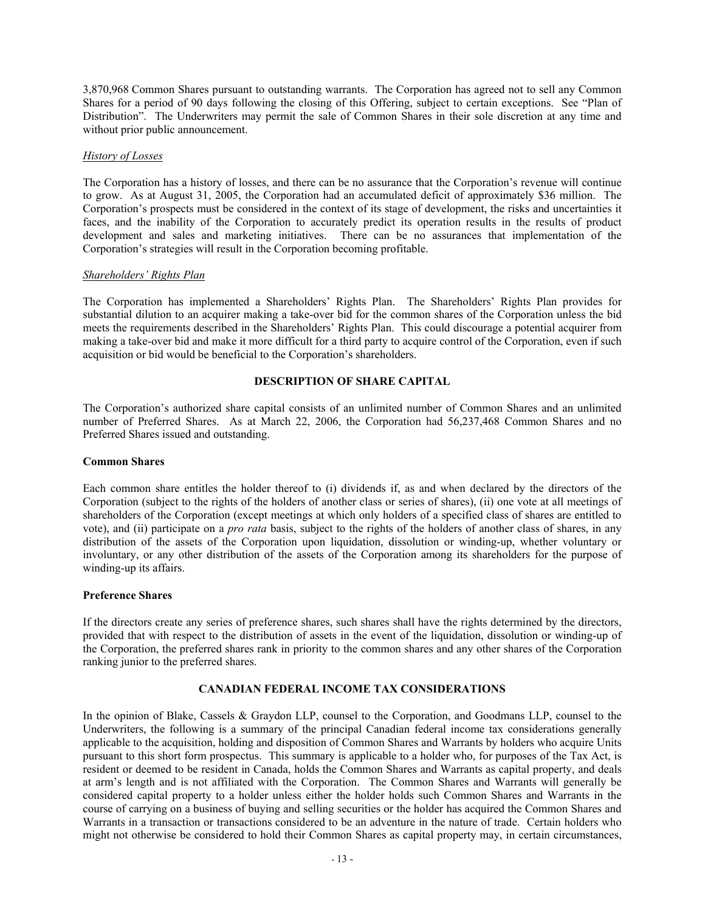3,870,968 Common Shares pursuant to outstanding warrants. The Corporation has agreed not to sell any Common Shares for a period of 90 days following the closing of this Offering, subject to certain exceptions. See "Plan of Distribution". The Underwriters may permit the sale of Common Shares in their sole discretion at any time and without prior public announcement.

*History of Losses*

The Corporation has a history of losses, and there can be no assurance that the Corporation's revenue will continue to grow. As at August 31, 2005, the Corporation had an accumulated deficit of approximately $36 million. The Corporation's prospects must be considered in the context of its stage of development, the risks and uncertainties it faces, and the inability of the Corporation to accurately predict its operation results in the results of product development and sales and marketing initiatives. There can be no assurances that implementation of the Corporation's strategies will result in the Corporation becoming profitable.

*Shareholders' Rights Plan*

The Corporation has implemented a Shareholders' Rights Plan. The Shareholders' Rights Plan provides for substantial dilution to an acquirer making a take-over bid for the common shares of the Corporation unless the bid meets the requirements described in the Shareholders' Rights Plan. This could discourage a potential acquirer from making a take-over bid and make it more difficult for a third party to acquire control of the Corporation, even if such acquisition or bid would be beneficial to the Corporation's shareholders.

## DESCRIPTION OF SHARE CAPITAL

The Corporation's authorized share capital consists of an unlimited number of Common Shares and an unlimited number of Preferred Shares. As at March 22, 2006, the Corporation had 56,237,468 Common Shares and no Preferred Shares issued and outstanding.

### Common Shares

Each common share entitles the holder thereof to (i) dividends if, as and when declared by the directors of the Corporation (subject to the rights of the holders of another class or series of shares), (ii) one vote at all meetings of shareholders of the Corporation (except meetings at which only holders of a specified class of shares are entitled to vote), and (ii) participate on a *pro rata* basis, subject to the rights of the holders of another class of shares, in any distribution of the assets of the Corporation upon liquidation, dissolution or winding-up, whether voluntary or involuntary, or any other distribution of the assets of the Corporation among its shareholders for the purpose of winding-up its affairs.

### Preference Shares

If the directors create any series of preference shares, such shares shall have the rights determined by the directors, provided that with respect to the distribution of assets in the event of the liquidation, dissolution or winding-up of the Corporation, the preferred shares rank in priority to the common shares and any other shares of the Corporation ranking junior to the preferred shares.

## CANADIAN FEDERAL INCOME TAX CONSIDERATIONS

In the opinion of Blake, Cassels & Graydon LLP, counsel to the Corporation, and Goodmans LLP, counsel to the Underwriters, the following is a summary of the principal Canadian federal income tax considerations generally applicable to the acquisition, holding and disposition of Common Shares and Warrants by holders who acquire Units pursuant to this short form prospectus. This summary is applicable to a holder who, for purposes of the Tax Act, is resident or deemed to be resident in Canada, holds the Common Shares and Warrants as capital property, and deals at arm's length and is not affiliated with the Corporation. The Common Shares and Warrants will generally be considered capital property to a holder unless either the holder holds such Common Shares and Warrants in the course of carrying on a business of buying and selling securities or the holder has acquired the Common Shares and Warrants in a transaction or transactions considered to be an adventure in the nature of trade. Certain holders who might not otherwise be considered to hold their Common Shares as capital property may, in certain circumstances,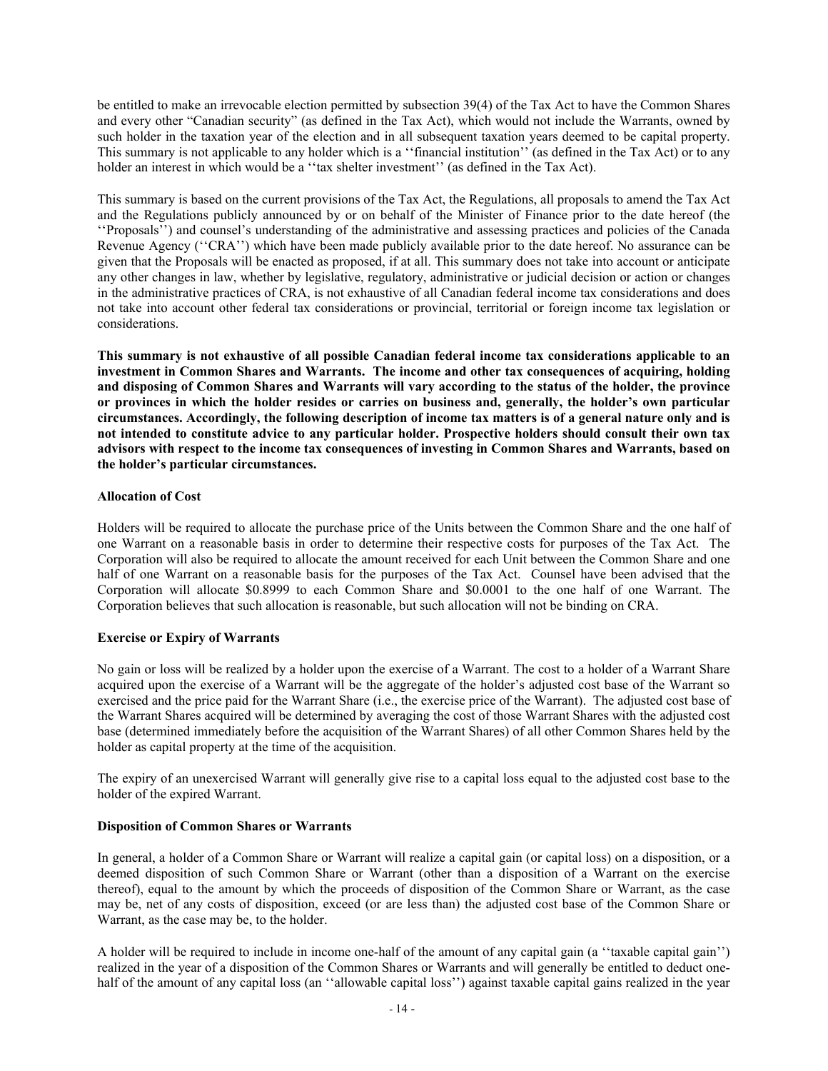be entitled to make an irrevocable election permitted by subsection 39(4) of the Tax Act to have the Common Shares and every other "Canadian security" (as defined in the Tax Act), which would not include the Warrants, owned by such holder in the taxation year of the election and in all subsequent taxation years deemed to be capital property. This summary is not applicable to any holder which is a ''financial institution'' (as defined in the Tax Act) or to any holder an interest in which would be a ''tax shelter investment'' (as defined in the Tax Act).

This summary is based on the current provisions of the Tax Act, the Regulations, all proposals to amend the Tax Act and the Regulations publicly announced by or on behalf of the Minister of Finance prior to the date hereof (the ''Proposals'') and counsel's understanding of the administrative and assessing practices and policies of the Canada Revenue Agency (''CRA'') which have been made publicly available prior to the date hereof. No assurance can be given that the Proposals will be enacted as proposed, if at all. This summary does not take into account or anticipate any other changes in law, whether by legislative, regulatory, administrative or judicial decision or action or changes in the administrative practices of CRA, is not exhaustive of all Canadian federal income tax considerations and does not take into account other federal tax considerations or provincial, territorial or foreign income tax legislation or considerations.

**This summary is not exhaustive of all possible Canadian federal income tax considerations applicable to an investment in Common Shares and Warrants. The income and other tax consequences of acquiring, holding and disposing of Common Shares and Warrants will vary according to the status of the holder, the province or provinces in which the holder resides or carries on business and, generally, the holder's own particular circumstances. Accordingly, the following description of income tax matters is of a general nature only and is not intended to constitute advice to any particular holder. Prospective holders should consult their own tax advisors with respect to the income tax consequences of investing in Common Shares and Warrants, based on the holder's particular circumstances.**

**Allocation of Cost**

Holders will be required to allocate the purchase price of the Units between the Common Share and the one half of one Warrant on a reasonable basis in order to determine their respective costs for purposes of the Tax Act. The Corporation will also be required to allocate the amount received for each Unit between the Common Share and one half of one Warrant on a reasonable basis for the purposes of the Tax Act. Counsel have been advised that the Corporation will allocate $0.8999 to each Common Share and $0.0001 to the one half of one Warrant. The Corporation believes that such allocation is reasonable, but such allocation will not be binding on CRA.

**Exercise or Expiry of Warrants**

No gain or loss will be realized by a holder upon the exercise of a Warrant. The cost to a holder of a Warrant Share acquired upon the exercise of a Warrant will be the aggregate of the holder's adjusted cost base of the Warrant so exercised and the price paid for the Warrant Share (i.e., the exercise price of the Warrant). The adjusted cost base of the Warrant Shares acquired will be determined by averaging the cost of those Warrant Shares with the adjusted cost base (determined immediately before the acquisition of the Warrant Shares) of all other Common Shares held by the holder as capital property at the time of the acquisition.

The expiry of an unexercised Warrant will generally give rise to a capital loss equal to the adjusted cost base to the holder of the expired Warrant.

**Disposition of Common Shares or Warrants**

In general, a holder of a Common Share or Warrant will realize a capital gain (or capital loss) on a disposition, or a deemed disposition of such Common Share or Warrant (other than a disposition of a Warrant on the exercise thereof), equal to the amount by which the proceeds of disposition of the Common Share or Warrant, as the case may be, net of any costs of disposition, exceed (or are less than) the adjusted cost base of the Common Share or Warrant, as the case may be, to the holder.

A holder will be required to include in income one-half of the amount of any capital gain (a ''taxable capital gain'') realized in the year of a disposition of the Common Shares or Warrants and will generally be entitled to deduct one-half of the amount of any capital loss (an ''allowable capital loss'') against taxable capital gains realized in the year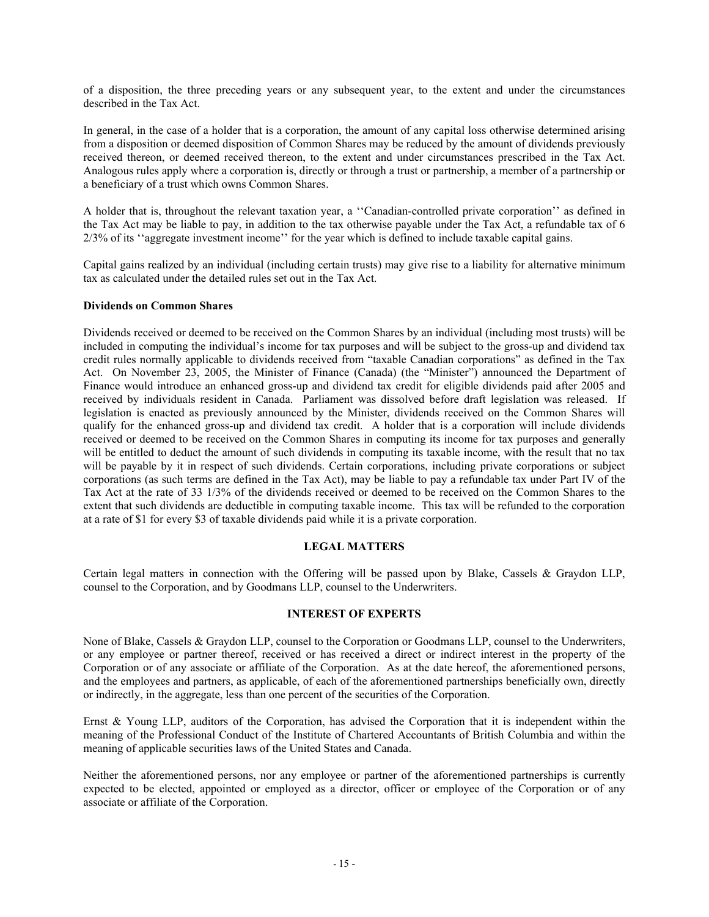of a disposition, the three preceding years or any subsequent year, to the extent and under the circumstances described in the Tax Act.

In general, in the case of a holder that is a corporation, the amount of any capital loss otherwise determined arising from a disposition or deemed disposition of Common Shares may be reduced by the amount of dividends previously received thereon, or deemed received thereon, to the extent and under circumstances prescribed in the Tax Act. Analogous rules apply where a corporation is, directly or through a trust or partnership, a member of a partnership or a beneficiary of a trust which owns Common Shares.

A holder that is, throughout the relevant taxation year, a ''Canadian-controlled private corporation'' as defined in the Tax Act may be liable to pay, in addition to the tax otherwise payable under the Tax Act, a refundable tax of 6 2/3% of its ''aggregate investment income'' for the year which is defined to include taxable capital gains.

Capital gains realized by an individual (including certain trusts) may give rise to a liability for alternative minimum tax as calculated under the detailed rules set out in the Tax Act.

**Dividends on Common Shares**

Dividends received or deemed to be received on the Common Shares by an individual (including most trusts) will be included in computing the individual's income for tax purposes and will be subject to the gross-up and dividend tax credit rules normally applicable to dividends received from "taxable Canadian corporations" as defined in the Tax Act. On November 23, 2005, the Minister of Finance (Canada) (the "Minister") announced the Department of Finance would introduce an enhanced gross-up and dividend tax credit for eligible dividends paid after 2005 and received by individuals resident in Canada. Parliament was dissolved before draft legislation was released. If legislation is enacted as previously announced by the Minister, dividends received on the Common Shares will qualify for the enhanced gross-up and dividend tax credit. A holder that is a corporation will include dividends received or deemed to be received on the Common Shares in computing its income for tax purposes and generally will be entitled to deduct the amount of such dividends in computing its taxable income, with the result that no tax will be payable by it in respect of such dividends. Certain corporations, including private corporations or subject corporations (as such terms are defined in the Tax Act), may be liable to pay a refundable tax under Part IV of the Tax Act at the rate of 33 1/3% of the dividends received or deemed to be received on the Common Shares to the extent that such dividends are deductible in computing taxable income. This tax will be refunded to the corporation at a rate of $1 for every $3 of taxable dividends paid while it is a private corporation.

## LEGAL MATTERS

Certain legal matters in connection with the Offering will be passed upon by Blake, Cassels & Graydon LLP, counsel to the Corporation, and by Goodmans LLP, counsel to the Underwriters.

## INTEREST OF EXPERTS

None of Blake, Cassels & Graydon LLP, counsel to the Corporation or Goodmans LLP, counsel to the Underwriters, or any employee or partner thereof, received or has received a direct or indirect interest in the property of the Corporation or of any associate or affiliate of the Corporation. As at the date hereof, the aforementioned persons, and the employees and partners, as applicable, of each of the aforementioned partnerships beneficially own, directly or indirectly, in the aggregate, less than one percent of the securities of the Corporation.

Ernst & Young LLP, auditors of the Corporation, has advised the Corporation that it is independent within the meaning of the Professional Conduct of the Institute of Chartered Accountants of British Columbia and within the meaning of applicable securities laws of the United States and Canada.

Neither the aforementioned persons, nor any employee or partner of the aforementioned partnerships is currently expected to be elected, appointed or employed as a director, officer or employee of the Corporation or of any associate or affiliate of the Corporation.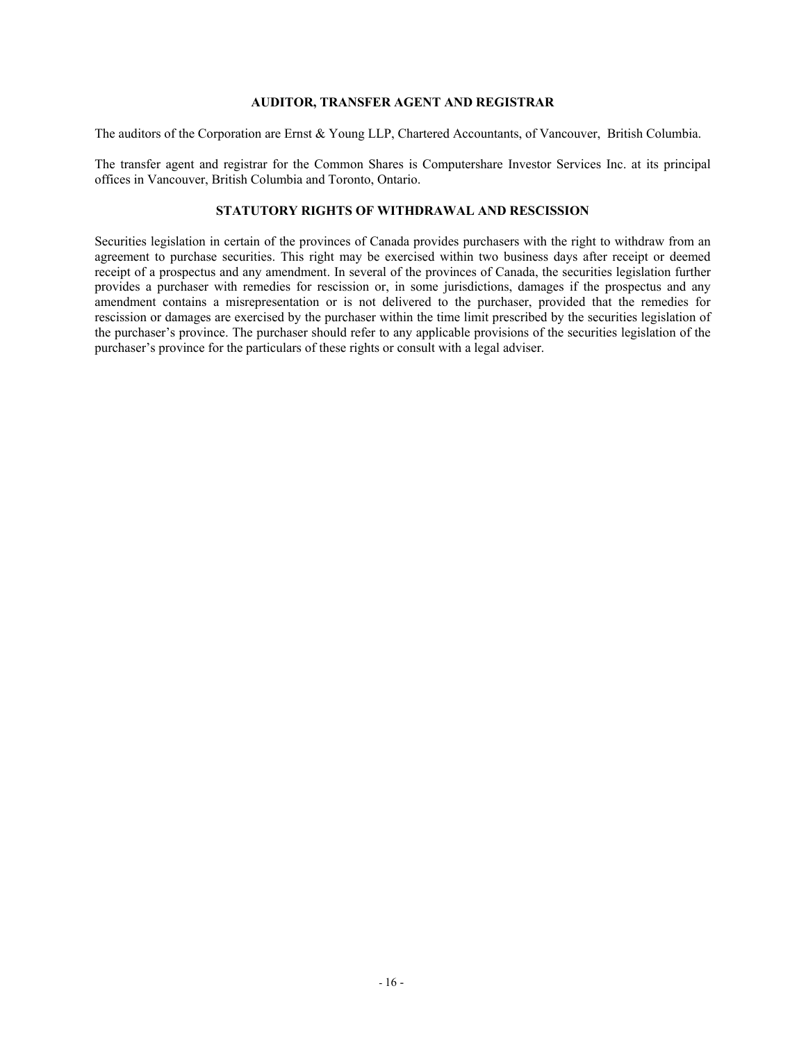## AUDITOR, TRANSFER AGENT AND REGISTRAR

The auditors of the Corporation are Ernst & Young LLP, Chartered Accountants, of Vancouver, British Columbia.

The transfer agent and registrar for the Common Shares is Computershare Investor Services Inc. at its principal offices in Vancouver, British Columbia and Toronto, Ontario.

## STATUTORY RIGHTS OF WITHDRAWAL AND RESCISSION

Securities legislation in certain of the provinces of Canada provides purchasers with the right to withdraw from an agreement to purchase securities. This right may be exercised within two business days after receipt or deemed receipt of a prospectus and any amendment. In several of the provinces of Canada, the securities legislation further provides a purchaser with remedies for rescission or, in some jurisdictions, damages if the prospectus and any amendment contains a misrepresentation or is not delivered to the purchaser, provided that the remedies for rescission or damages are exercised by the purchaser within the time limit prescribed by the securities legislation of the purchaser's province. The purchaser should refer to any applicable provisions of the securities legislation of the purchaser's province for the particulars of these rights or consult with a legal adviser.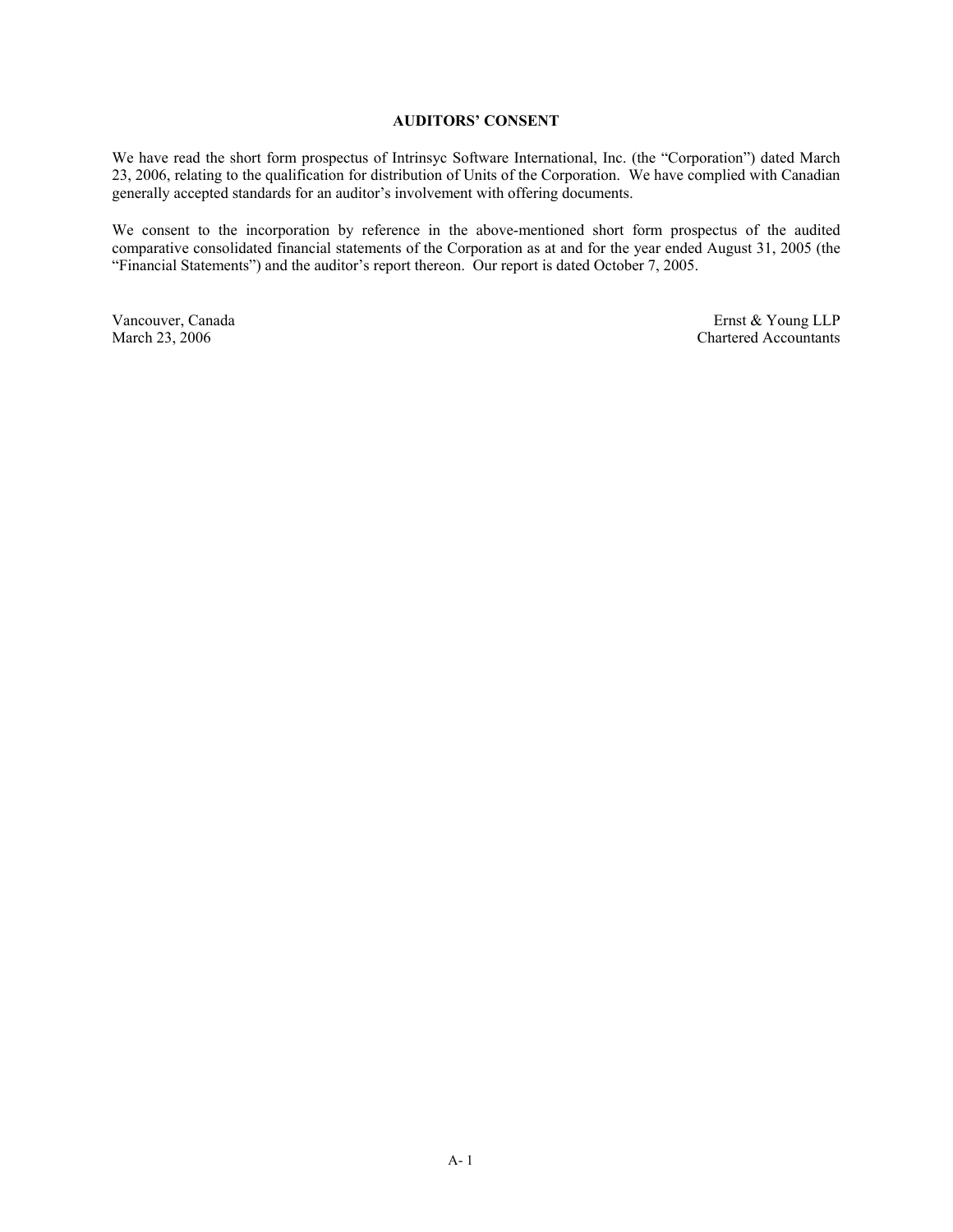**AUDITORS' CONSENT**

We have read the short form prospectus of Intrinsyc Software International, Inc. (the "Corporation") dated March 23, 2006, relating to the qualification for distribution of Units of the Corporation. We have complied with Canadian generally accepted standards for an auditor's involvement with offering documents.

We consent to the incorporation by reference in the above-mentioned short form prospectus of the audited comparative consolidated financial statements of the Corporation as at and for the year ended August 31, 2005 (the "Financial Statements") and the auditor's report thereon. Our report is dated October 7, 2005.

Vancouver, Canada
March 23, 2006

Ernst & Young LLP
Chartered Accountants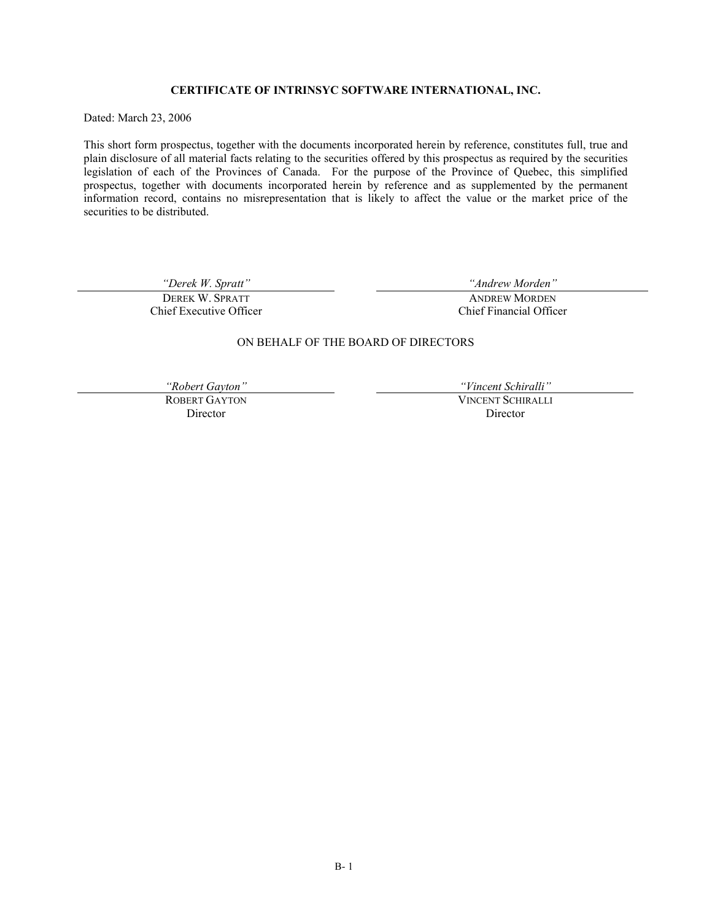**CERTIFICATE OF INTRINSYC SOFTWARE INTERNATIONAL, INC.**

Dated: March 23, 2006

This short form prospectus, together with the documents incorporated herein by reference, constitutes full, true and plain disclosure of all material facts relating to the securities offered by this prospectus as required by the securities legislation of each of the Provinces of Canada. For the purpose of the Province of Quebec, this simplified prospectus, together with documents incorporated herein by reference and as supplemented by the permanent information record, contains no misrepresentation that is likely to affect the value or the market price of the securities to be distributed.

| | |
|---|---|
| *"Derek W. Spratt"* | *"Andrew Morden"* |
| DEREK W. SPRATT | ANDREW MORDEN |
| Chief Executive Officer | Chief Financial Officer |

ON BEHALF OF THE BOARD OF DIRECTORS

| | |
|---|---|
| *"Robert Gayton"* | *"Vincent Schiralli"* |
| ROBERT GAYTON | VINCENT SCHIRALLI |
| Director | Director |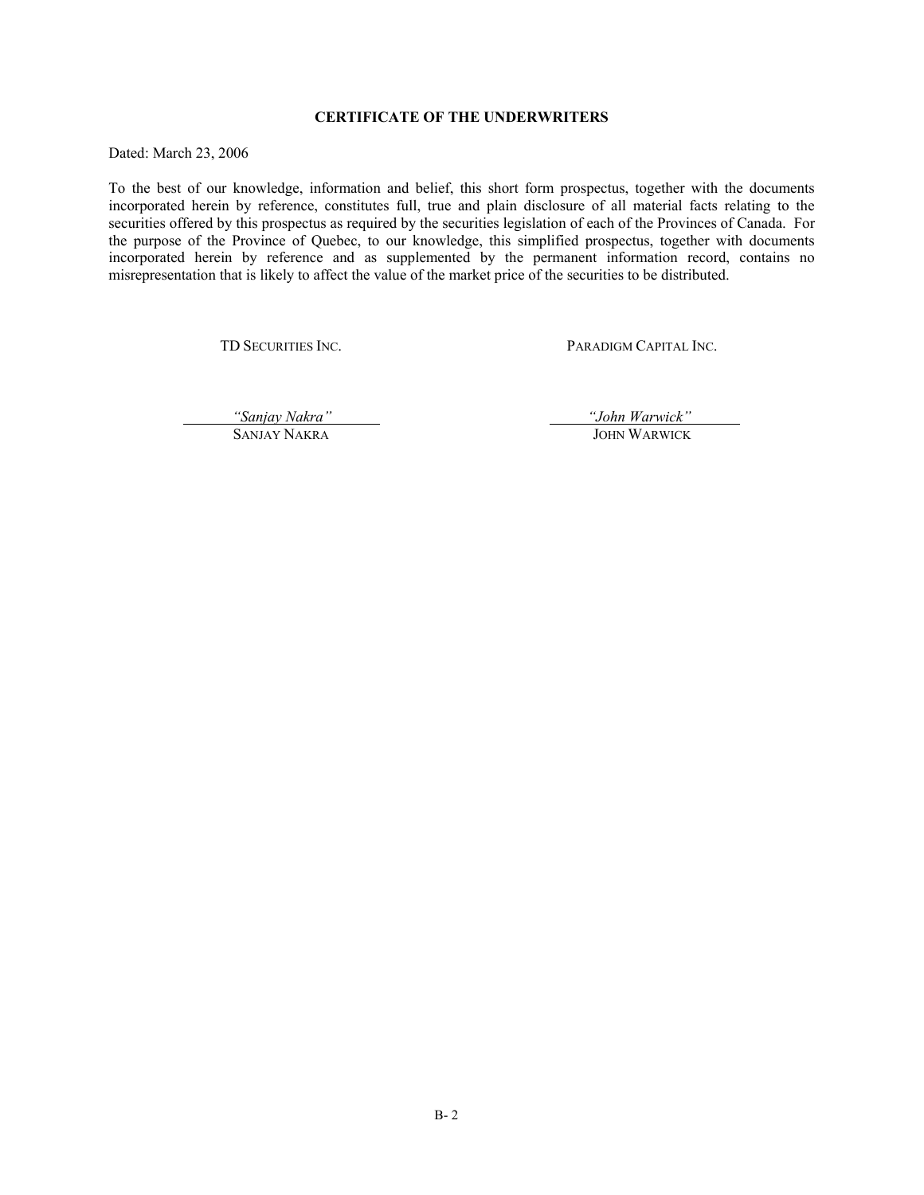# CERTIFICATE OF THE UNDERWRITERS

Dated: March 23, 2006

To the best of our knowledge, information and belief, this short form prospectus, together with the documents incorporated herein by reference, constitutes full, true and plain disclosure of all material facts relating to the securities offered by this prospectus as required by the securities legislation of each of the Provinces of Canada. For the purpose of the Province of Quebec, to our knowledge, this simplified prospectus, together with documents incorporated herein by reference and as supplemented by the permanent information record, contains no misrepresentation that is likely to affect the value of the market price of the securities to be distributed.

| TD SECURITIES INC. | PARADIGM CAPITAL INC. |
| --- | --- |
| *"Sanjay Nakra"* | *"John Warwick"* |
| SANJAY NAKRA | JOHN WARWICK |